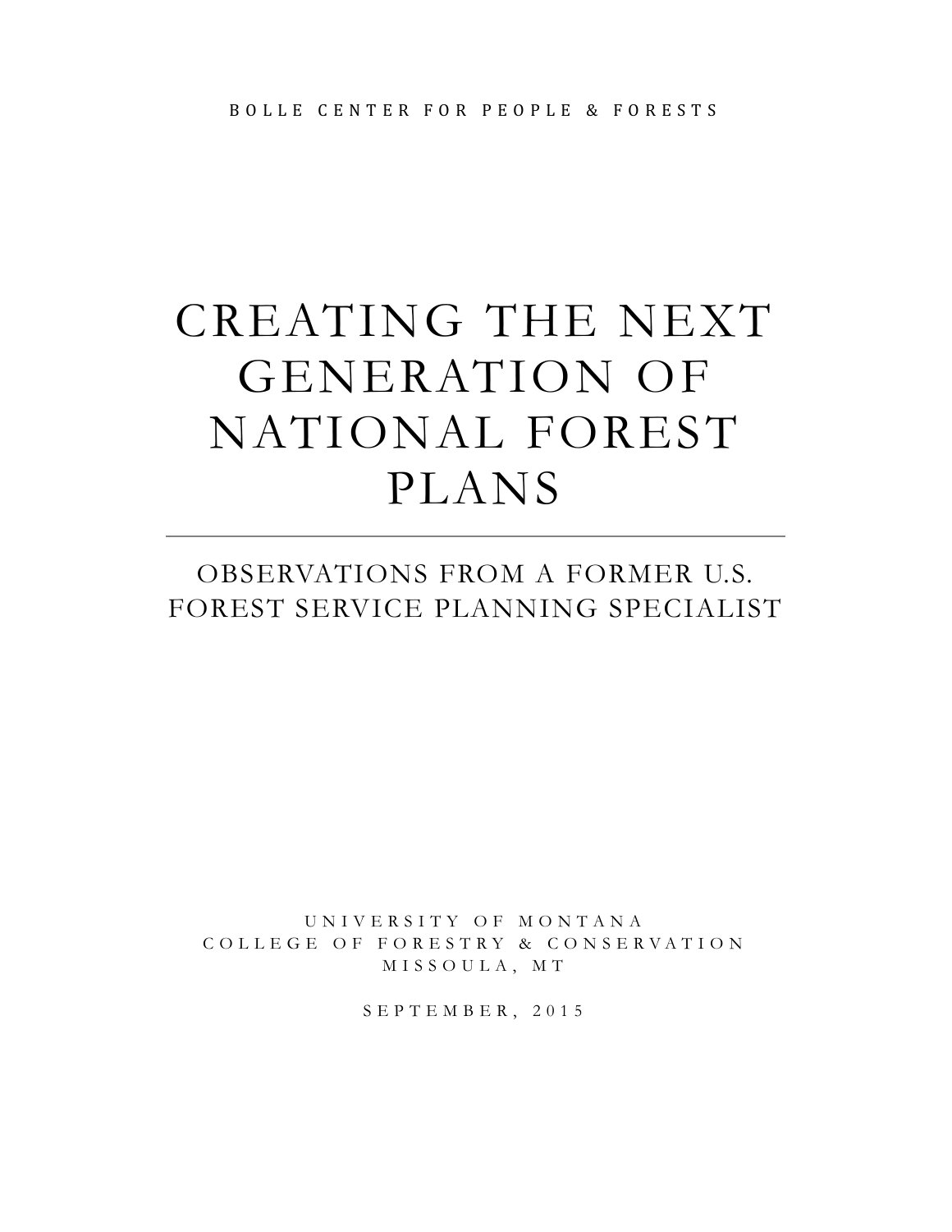BOLLE CENTER FOR PEOPLE & FORESTS

# CREATING THE NEXT GENERATION OF NATIONAL FOREST PLANS

---

## OBSERVATIONS FROM A FORMER U.S. FOREST SERVICE PLANNING SPECIALIST

UNIVERSITY OF MONTANA
COLLEGE OF FORESTRY & CONSERVATION
MISSOULA, MT

SEPTEMBER, 2015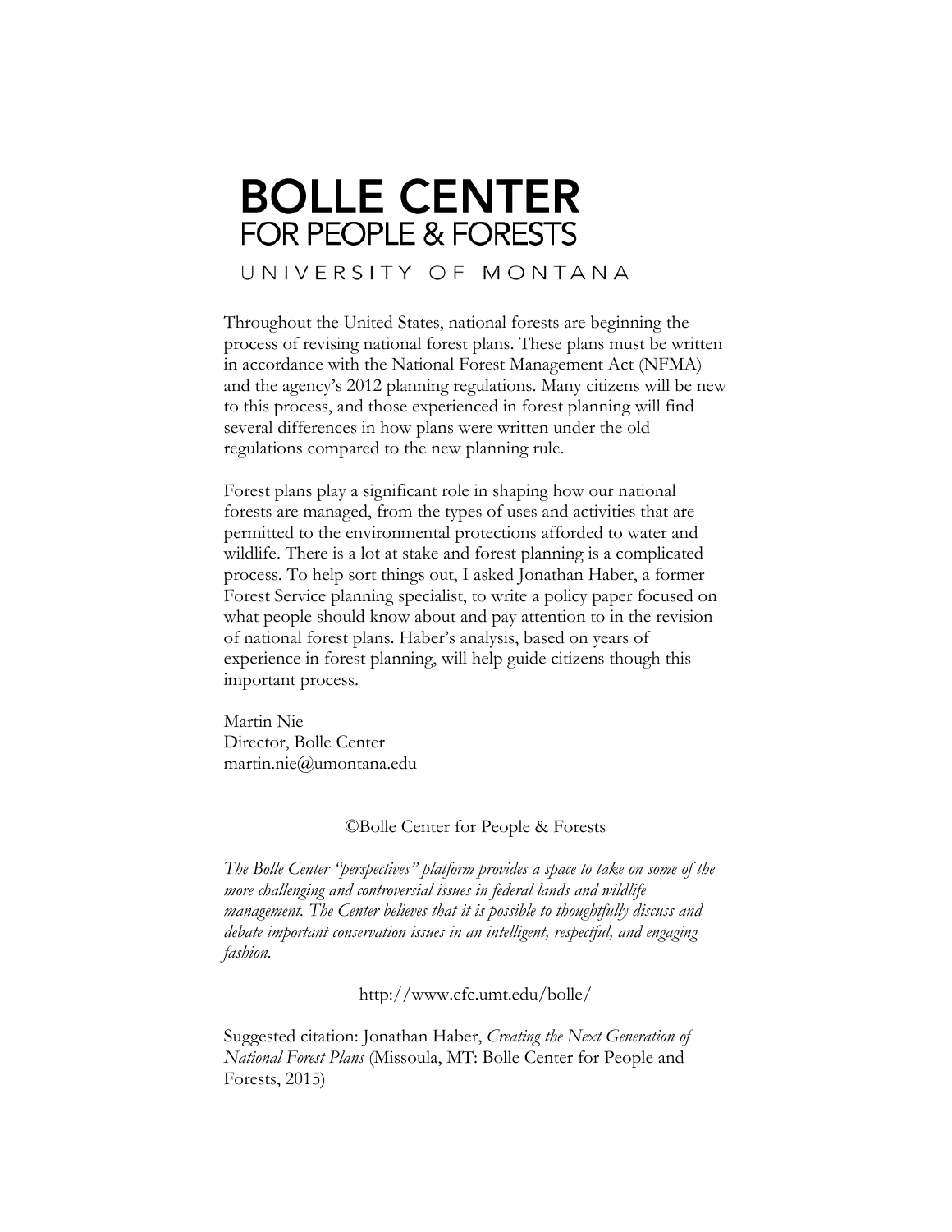# BOLLE CENTER
## FOR PEOPLE & FORESTS
### UNIVERSITY OF MONTANA

Throughout the United States, national forests are beginning the process of revising national forest plans. These plans must be written in accordance with the National Forest Management Act (NFMA) and the agency's 2012 planning regulations. Many citizens will be new to this process, and those experienced in forest planning will find several differences in how plans were written under the old regulations compared to the new planning rule.

Forest plans play a significant role in shaping how our national forests are managed, from the types of uses and activities that are permitted to the environmental protections afforded to water and wildlife. There is a lot at stake and forest planning is a complicated process. To help sort things out, I asked Jonathan Haber, a former Forest Service planning specialist, to write a policy paper focused on what people should know about and pay attention to in the revision of national forest plans. Haber's analysis, based on years of experience in forest planning, will help guide citizens though this important process.

Martin Nie
Director, Bolle Center
martin.nie@umontana.edu

©Bolle Center for People & Forests

*The Bolle Center "perspectives" platform provides a space to take on some of the more challenging and controversial issues in federal lands and wildlife management. The Center believes that it is possible to thoughtfully discuss and debate important conservation issues in an intelligent, respectful, and engaging fashion.*

http://www.cfc.umt.edu/bolle/

Suggested citation: Jonathan Haber, *Creating the Next Generation of National Forest Plans* (Missoula, MT: Bolle Center for People and Forests, 2015)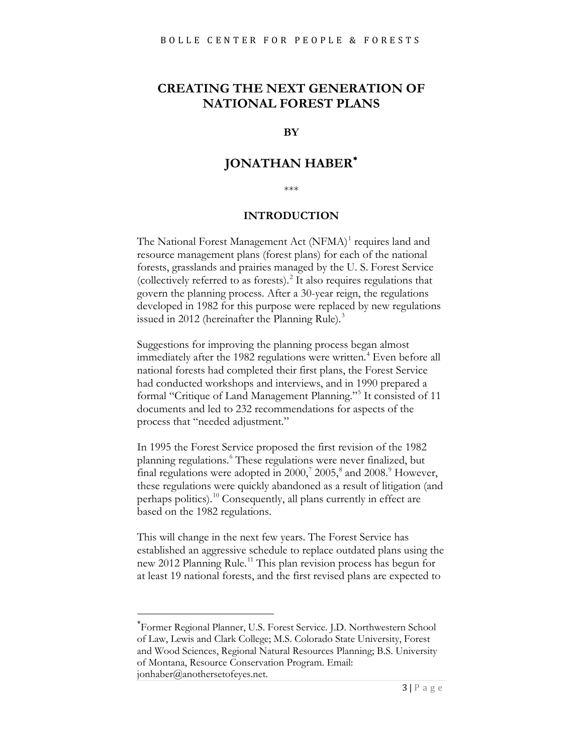# CREATING THE NEXT GENERATION OF NATIONAL FOREST PLANS

**BY**

## JONATHAN HABER*

\*\*\*

## INTRODUCTION

The National Forest Management Act (NFMA)[1] requires land and resource management plans (forest plans) for each of the national forests, grasslands and prairies managed by the U. S. Forest Service (collectively referred to as forests).[2] It also requires regulations that govern the planning process. After a 30-year reign, the regulations developed in 1982 for this purpose were replaced by new regulations issued in 2012 (hereinafter the Planning Rule).[3]

Suggestions for improving the planning process began almost immediately after the 1982 regulations were written.[4] Even before all national forests had completed their first plans, the Forest Service had conducted workshops and interviews, and in 1990 prepared a formal "Critique of Land Management Planning."[5] It consisted of 11 documents and led to 232 recommendations for aspects of the process that "needed adjustment."

In 1995 the Forest Service proposed the first revision of the 1982 planning regulations.[6] These regulations were never finalized, but final regulations were adopted in 2000,[7] 2005,[8] and 2008.[9] However, these regulations were quickly abandoned as a result of litigation (and perhaps politics).[10] Consequently, all plans currently in effect are based on the 1982 regulations.

This will change in the next few years. The Forest Service has established an aggressive schedule to replace outdated plans using the new 2012 Planning Rule.[11] This plan revision process has begun for at least 19 national forests, and the first revised plans are expected to

---

*Former Regional Planner, U.S. Forest Service. J.D. Northwestern School of Law, Lewis and Clark College; M.S. Colorado State University, Forest and Wood Sciences, Regional Natural Resources Planning; B.S. University of Montana, Resource Conservation Program. Email: jonhaber@anothersetofeyes.net.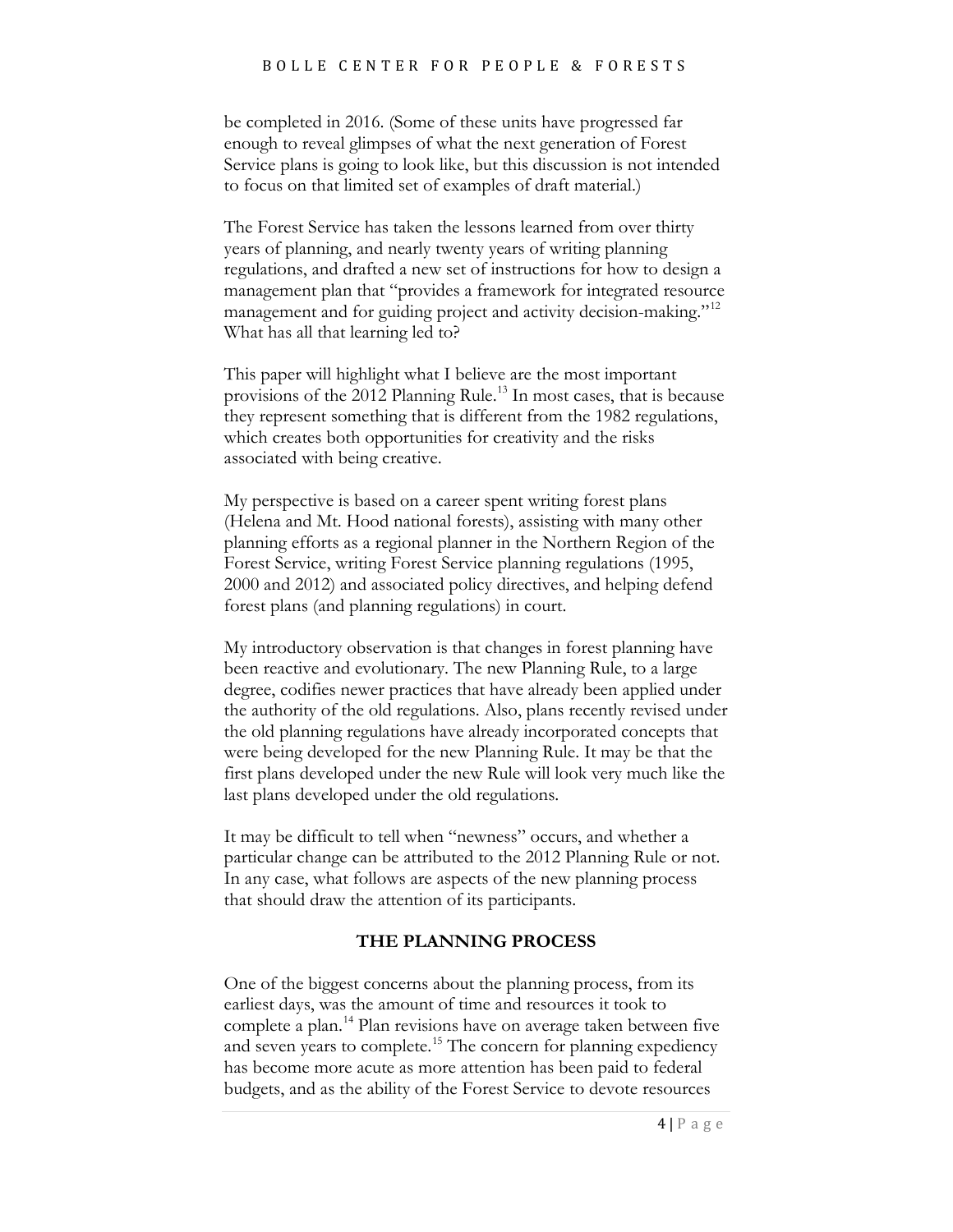be completed in 2016. (Some of these units have progressed far enough to reveal glimpses of what the next generation of Forest Service plans is going to look like, but this discussion is not intended to focus on that limited set of examples of draft material.)

The Forest Service has taken the lessons learned from over thirty years of planning, and nearly twenty years of writing planning regulations, and drafted a new set of instructions for how to design a management plan that "provides a framework for integrated resource management and for guiding project and activity decision-making."[12] What has all that learning led to?

This paper will highlight what I believe are the most important provisions of the 2012 Planning Rule.[13] In most cases, that is because they represent something that is different from the 1982 regulations, which creates both opportunities for creativity and the risks associated with being creative.

My perspective is based on a career spent writing forest plans (Helena and Mt. Hood national forests), assisting with many other planning efforts as a regional planner in the Northern Region of the Forest Service, writing Forest Service planning regulations (1995, 2000 and 2012) and associated policy directives, and helping defend forest plans (and planning regulations) in court.

My introductory observation is that changes in forest planning have been reactive and evolutionary. The new Planning Rule, to a large degree, codifies newer practices that have already been applied under the authority of the old regulations. Also, plans recently revised under the old planning regulations have already incorporated concepts that were being developed for the new Planning Rule. It may be that the first plans developed under the new Rule will look very much like the last plans developed under the old regulations.

It may be difficult to tell when "newness" occurs, and whether a particular change can be attributed to the 2012 Planning Rule or not. In any case, what follows are aspects of the new planning process that should draw the attention of its participants.

## THE PLANNING PROCESS

One of the biggest concerns about the planning process, from its earliest days, was the amount of time and resources it took to complete a plan.[14] Plan revisions have on average taken between five and seven years to complete.[15] The concern for planning expediency has become more acute as more attention has been paid to federal budgets, and as the ability of the Forest Service to devote resources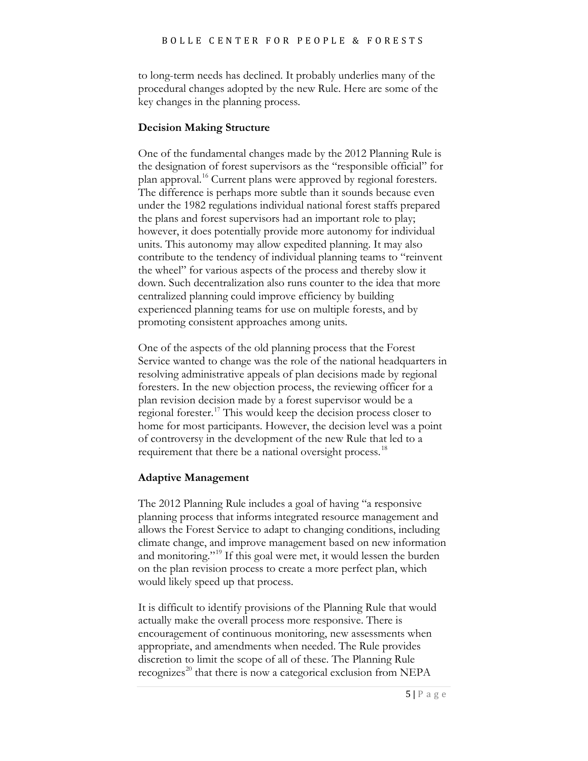to long-term needs has declined. It probably underlies many of the procedural changes adopted by the new Rule. Here are some of the key changes in the planning process.

**Decision Making Structure**

One of the fundamental changes made by the 2012 Planning Rule is the designation of forest supervisors as the "responsible official" for plan approval.[16] Current plans were approved by regional foresters. The difference is perhaps more subtle than it sounds because even under the 1982 regulations individual national forest staffs prepared the plans and forest supervisors had an important role to play; however, it does potentially provide more autonomy for individual units. This autonomy may allow expedited planning. It may also contribute to the tendency of individual planning teams to "reinvent the wheel" for various aspects of the process and thereby slow it down. Such decentralization also runs counter to the idea that more centralized planning could improve efficiency by building experienced planning teams for use on multiple forests, and by promoting consistent approaches among units.

One of the aspects of the old planning process that the Forest Service wanted to change was the role of the national headquarters in resolving administrative appeals of plan decisions made by regional foresters. In the new objection process, the reviewing officer for a plan revision decision made by a forest supervisor would be a regional forester.[17] This would keep the decision process closer to home for most participants. However, the decision level was a point of controversy in the development of the new Rule that led to a requirement that there be a national oversight process.[18]

**Adaptive Management**

The 2012 Planning Rule includes a goal of having "a responsive planning process that informs integrated resource management and allows the Forest Service to adapt to changing conditions, including climate change, and improve management based on new information and monitoring."[19] If this goal were met, it would lessen the burden on the plan revision process to create a more perfect plan, which would likely speed up that process.

It is difficult to identify provisions of the Planning Rule that would actually make the overall process more responsive. There is encouragement of continuous monitoring, new assessments when appropriate, and amendments when needed. The Rule provides discretion to limit the scope of all of these. The Planning Rule recognizes[20] that there is now a categorical exclusion from NEPA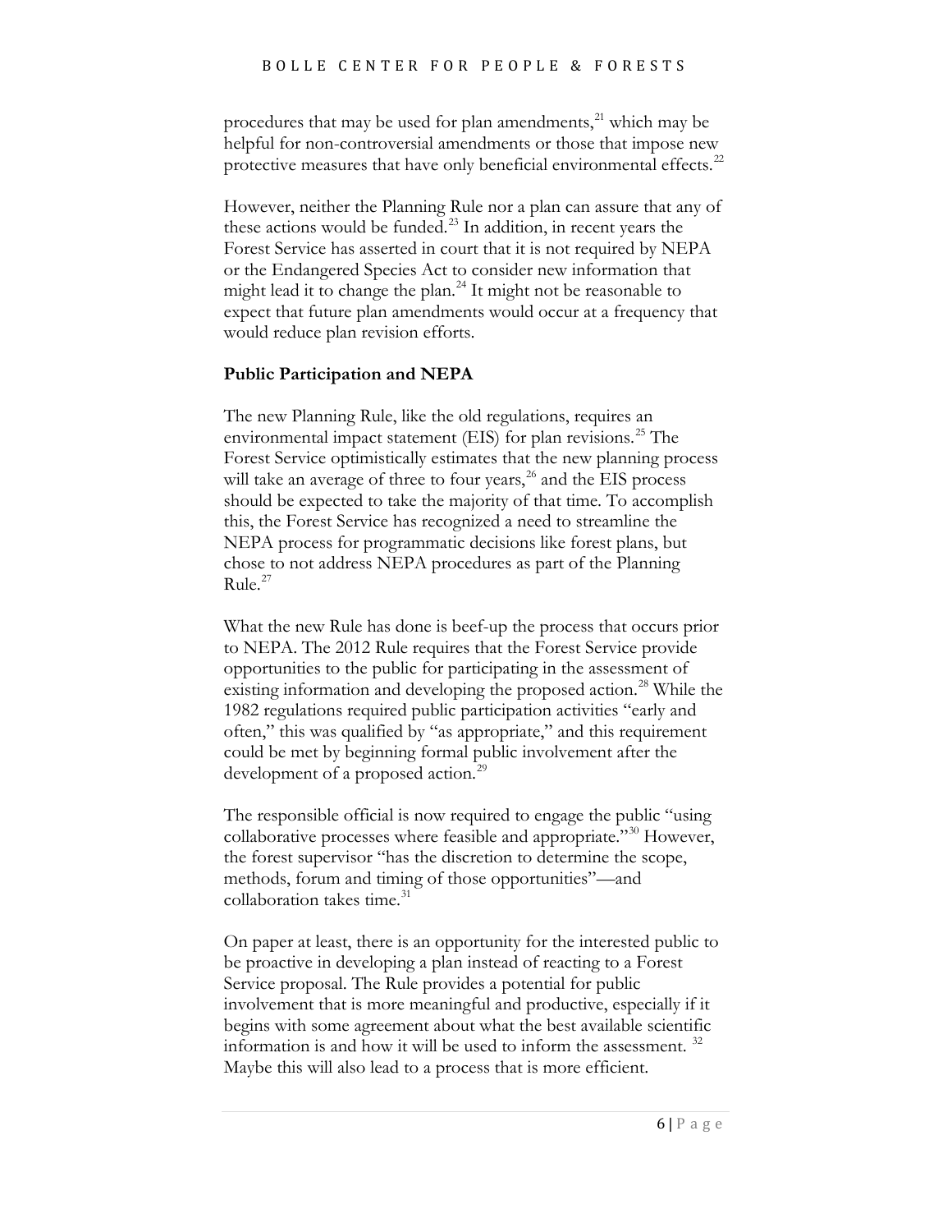procedures that may be used for plan amendments,[21] which may be helpful for non-controversial amendments or those that impose new protective measures that have only beneficial environmental effects.[22]

However, neither the Planning Rule nor a plan can assure that any of these actions would be funded.[23] In addition, in recent years the Forest Service has asserted in court that it is not required by NEPA or the Endangered Species Act to consider new information that might lead it to change the plan.[24] It might not be reasonable to expect that future plan amendments would occur at a frequency that would reduce plan revision efforts.

**Public Participation and NEPA**

The new Planning Rule, like the old regulations, requires an environmental impact statement (EIS) for plan revisions.[25] The Forest Service optimistically estimates that the new planning process will take an average of three to four years,[26] and the EIS process should be expected to take the majority of that time. To accomplish this, the Forest Service has recognized a need to streamline the NEPA process for programmatic decisions like forest plans, but chose to not address NEPA procedures as part of the Planning Rule.[27]

What the new Rule has done is beef-up the process that occurs prior to NEPA. The 2012 Rule requires that the Forest Service provide opportunities to the public for participating in the assessment of existing information and developing the proposed action.[28] While the 1982 regulations required public participation activities "early and often," this was qualified by "as appropriate," and this requirement could be met by beginning formal public involvement after the development of a proposed action.[29]

The responsible official is now required to engage the public "using collaborative processes where feasible and appropriate."[30] However, the forest supervisor "has the discretion to determine the scope, methods, forum and timing of those opportunities"—and collaboration takes time.[31]

On paper at least, there is an opportunity for the interested public to be proactive in developing a plan instead of reacting to a Forest Service proposal. The Rule provides a potential for public involvement that is more meaningful and productive, especially if it begins with some agreement about what the best available scientific information is and how it will be used to inform the assessment.[32] Maybe this will also lead to a process that is more efficient.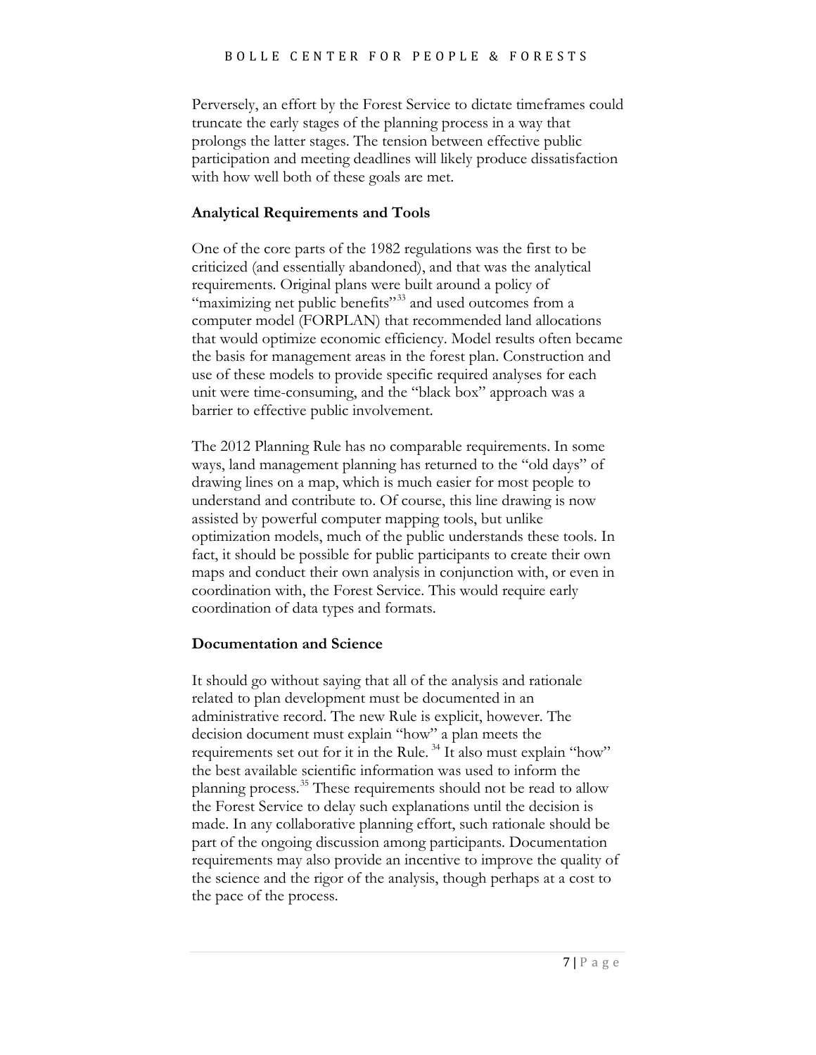Perversely, an effort by the Forest Service to dictate timeframes could truncate the early stages of the planning process in a way that prolongs the latter stages. The tension between effective public participation and meeting deadlines will likely produce dissatisfaction with how well both of these goals are met.

**Analytical Requirements and Tools**

One of the core parts of the 1982 regulations was the first to be criticized (and essentially abandoned), and that was the analytical requirements. Original plans were built around a policy of "maximizing net public benefits"[33] and used outcomes from a computer model (FORPLAN) that recommended land allocations that would optimize economic efficiency. Model results often became the basis for management areas in the forest plan. Construction and use of these models to provide specific required analyses for each unit were time-consuming, and the "black box" approach was a barrier to effective public involvement.

The 2012 Planning Rule has no comparable requirements. In some ways, land management planning has returned to the "old days" of drawing lines on a map, which is much easier for most people to understand and contribute to. Of course, this line drawing is now assisted by powerful computer mapping tools, but unlike optimization models, much of the public understands these tools. In fact, it should be possible for public participants to create their own maps and conduct their own analysis in conjunction with, or even in coordination with, the Forest Service. This would require early coordination of data types and formats.

**Documentation and Science**

It should go without saying that all of the analysis and rationale related to plan development must be documented in an administrative record. The new Rule is explicit, however. The decision document must explain "how" a plan meets the requirements set out for it in the Rule.[34] It also must explain "how" the best available scientific information was used to inform the planning process.[35] These requirements should not be read to allow the Forest Service to delay such explanations until the decision is made. In any collaborative planning effort, such rationale should be part of the ongoing discussion among participants. Documentation requirements may also provide an incentive to improve the quality of the science and the rigor of the analysis, though perhaps at a cost to the pace of the process.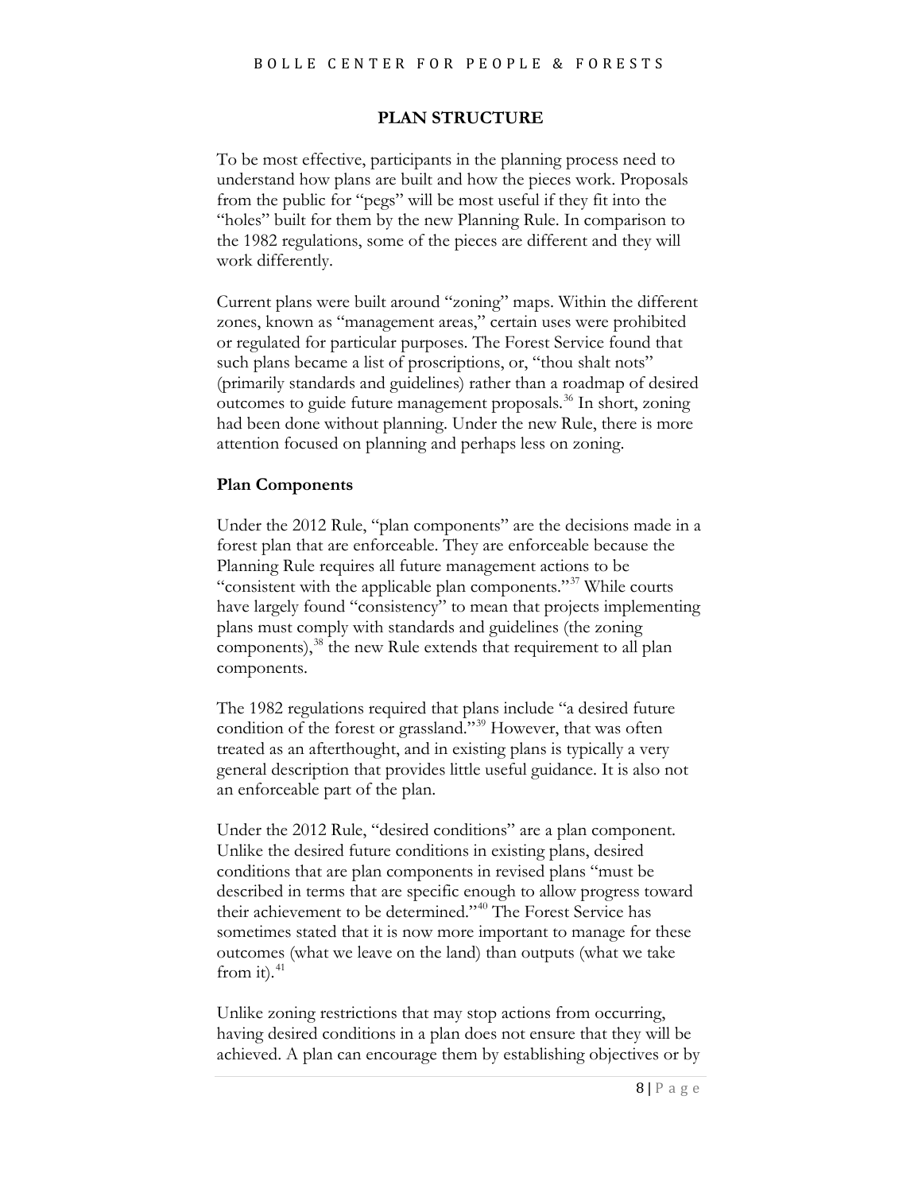## PLAN STRUCTURE

To be most effective, participants in the planning process need to understand how plans are built and how the pieces work. Proposals from the public for "pegs" will be most useful if they fit into the "holes" built for them by the new Planning Rule. In comparison to the 1982 regulations, some of the pieces are different and they will work differently.

Current plans were built around "zoning" maps. Within the different zones, known as "management areas," certain uses were prohibited or regulated for particular purposes. The Forest Service found that such plans became a list of proscriptions, or, "thou shalt nots" (primarily standards and guidelines) rather than a roadmap of desired outcomes to guide future management proposals.[36] In short, zoning had been done without planning. Under the new Rule, there is more attention focused on planning and perhaps less on zoning.

### Plan Components

Under the 2012 Rule, "plan components" are the decisions made in a forest plan that are enforceable. They are enforceable because the Planning Rule requires all future management actions to be "consistent with the applicable plan components."[37] While courts have largely found "consistency" to mean that projects implementing plans must comply with standards and guidelines (the zoning components),[38] the new Rule extends that requirement to all plan components.

The 1982 regulations required that plans include "a desired future condition of the forest or grassland."[39] However, that was often treated as an afterthought, and in existing plans is typically a very general description that provides little useful guidance. It is also not an enforceable part of the plan.

Under the 2012 Rule, "desired conditions" are a plan component. Unlike the desired future conditions in existing plans, desired conditions that are plan components in revised plans "must be described in terms that are specific enough to allow progress toward their achievement to be determined."[40] The Forest Service has sometimes stated that it is now more important to manage for these outcomes (what we leave on the land) than outputs (what we take from it).[41]

Unlike zoning restrictions that may stop actions from occurring, having desired conditions in a plan does not ensure that they will be achieved. A plan can encourage them by establishing objectives or by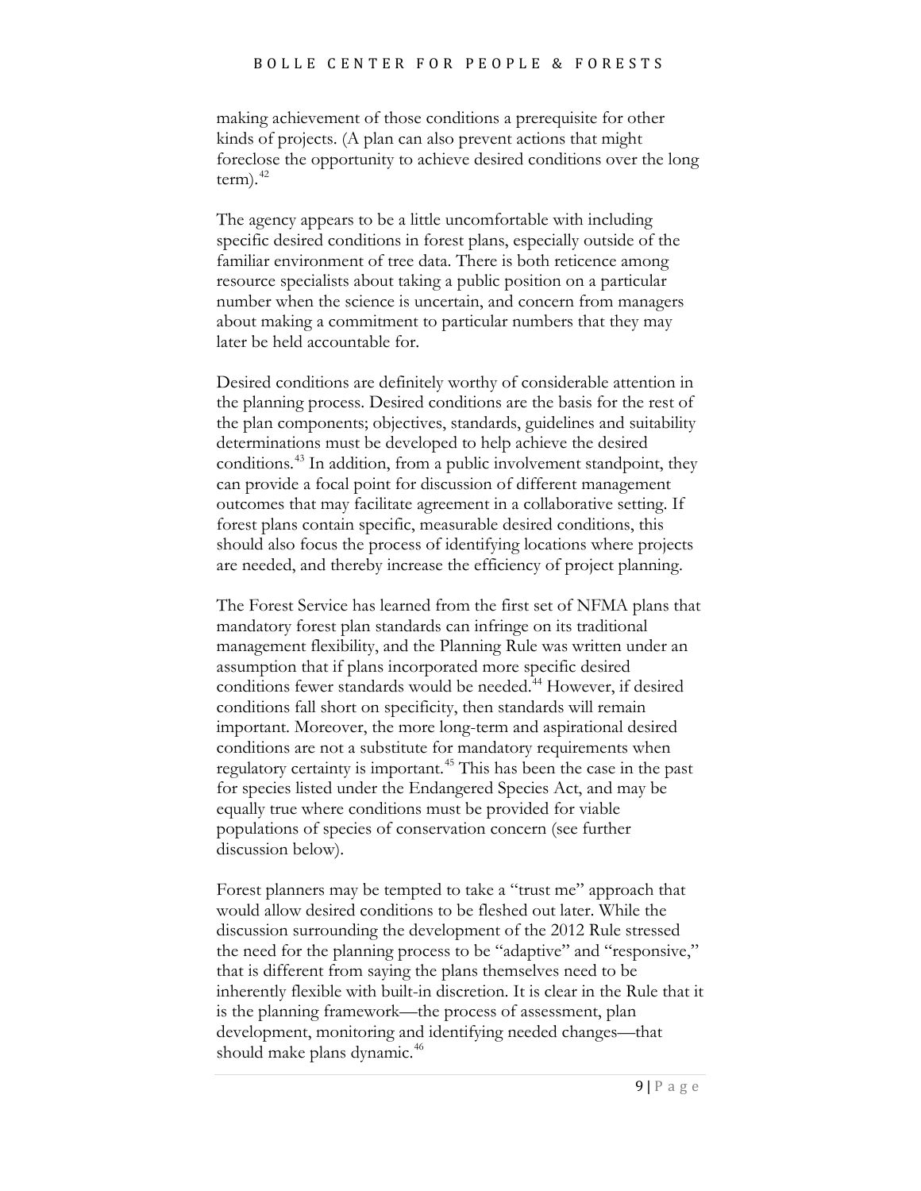making achievement of those conditions a prerequisite for other kinds of projects. (A plan can also prevent actions that might foreclose the opportunity to achieve desired conditions over the long term).[42]

The agency appears to be a little uncomfortable with including specific desired conditions in forest plans, especially outside of the familiar environment of tree data. There is both reticence among resource specialists about taking a public position on a particular number when the science is uncertain, and concern from managers about making a commitment to particular numbers that they may later be held accountable for.

Desired conditions are definitely worthy of considerable attention in the planning process. Desired conditions are the basis for the rest of the plan components; objectives, standards, guidelines and suitability determinations must be developed to help achieve the desired conditions.[43] In addition, from a public involvement standpoint, they can provide a focal point for discussion of different management outcomes that may facilitate agreement in a collaborative setting. If forest plans contain specific, measurable desired conditions, this should also focus the process of identifying locations where projects are needed, and thereby increase the efficiency of project planning.

The Forest Service has learned from the first set of NFMA plans that mandatory forest plan standards can infringe on its traditional management flexibility, and the Planning Rule was written under an assumption that if plans incorporated more specific desired conditions fewer standards would be needed.[44] However, if desired conditions fall short on specificity, then standards will remain important. Moreover, the more long-term and aspirational desired conditions are not a substitute for mandatory requirements when regulatory certainty is important.[45] This has been the case in the past for species listed under the Endangered Species Act, and may be equally true where conditions must be provided for viable populations of species of conservation concern (see further discussion below).

Forest planners may be tempted to take a "trust me" approach that would allow desired conditions to be fleshed out later. While the discussion surrounding the development of the 2012 Rule stressed the need for the planning process to be "adaptive" and "responsive," that is different from saying the plans themselves need to be inherently flexible with built-in discretion. It is clear in the Rule that it is the planning framework—the process of assessment, plan development, monitoring and identifying needed changes—that should make plans dynamic.[46]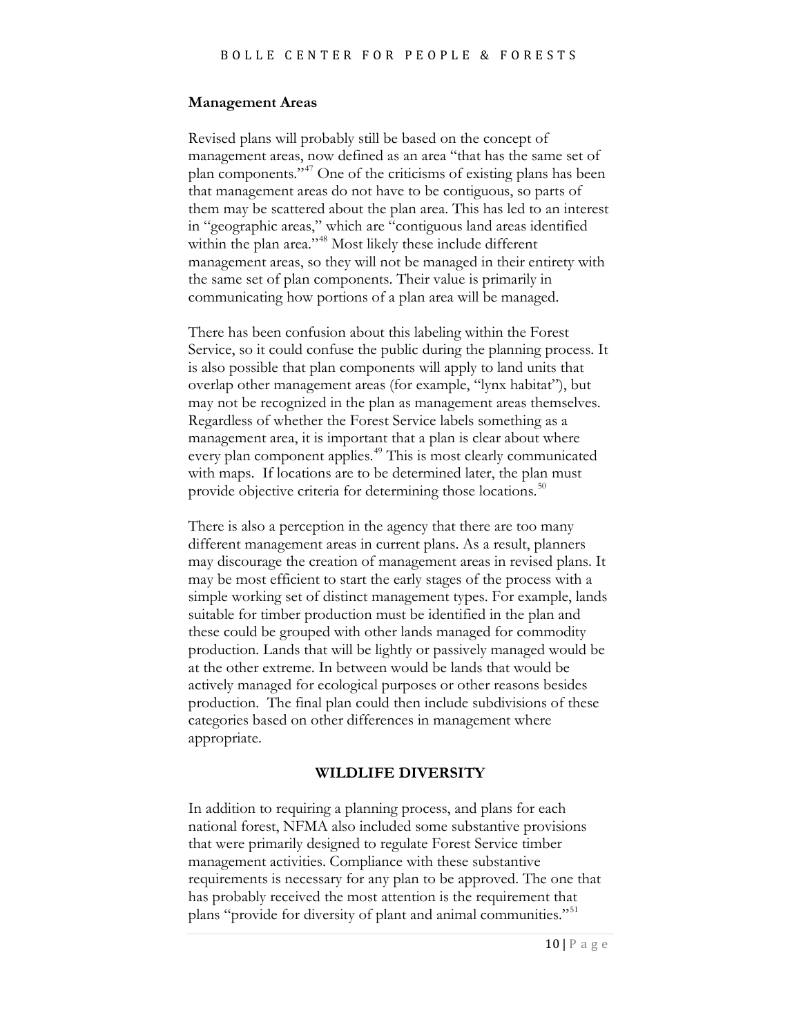### Management Areas

Revised plans will probably still be based on the concept of management areas, now defined as an area "that has the same set of plan components."[47] One of the criticisms of existing plans has been that management areas do not have to be contiguous, so parts of them may be scattered about the plan area. This has led to an interest in "geographic areas," which are "contiguous land areas identified within the plan area."[48] Most likely these include different management areas, so they will not be managed in their entirety with the same set of plan components. Their value is primarily in communicating how portions of a plan area will be managed.

There has been confusion about this labeling within the Forest Service, so it could confuse the public during the planning process. It is also possible that plan components will apply to land units that overlap other management areas (for example, "lynx habitat"), but may not be recognized in the plan as management areas themselves. Regardless of whether the Forest Service labels something as a management area, it is important that a plan is clear about where every plan component applies.[49] This is most clearly communicated with maps. If locations are to be determined later, the plan must provide objective criteria for determining those locations.[50]

There is also a perception in the agency that there are too many different management areas in current plans. As a result, planners may discourage the creation of management areas in revised plans. It may be most efficient to start the early stages of the process with a simple working set of distinct management types. For example, lands suitable for timber production must be identified in the plan and these could be grouped with other lands managed for commodity production. Lands that will be lightly or passively managed would be at the other extreme. In between would be lands that would be actively managed for ecological purposes or other reasons besides production. The final plan could then include subdivisions of these categories based on other differences in management where appropriate.

## WILDLIFE DIVERSITY

In addition to requiring a planning process, and plans for each national forest, NFMA also included some substantive provisions that were primarily designed to regulate Forest Service timber management activities. Compliance with these substantive requirements is necessary for any plan to be approved. The one that has probably received the most attention is the requirement that plans "provide for diversity of plant and animal communities."[51]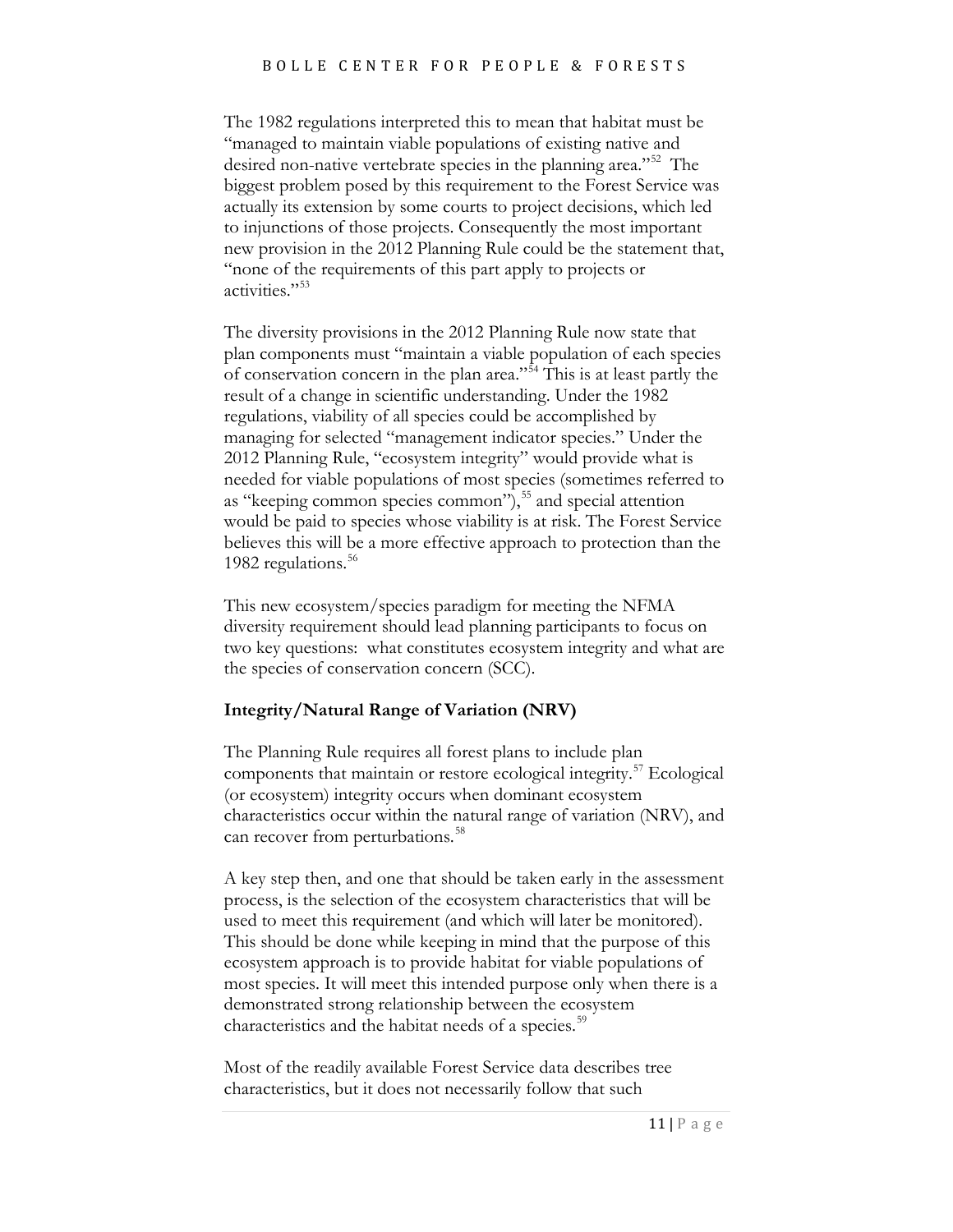The 1982 regulations interpreted this to mean that habitat must be "managed to maintain viable populations of existing native and desired non-native vertebrate species in the planning area."[52] The biggest problem posed by this requirement to the Forest Service was actually its extension by some courts to project decisions, which led to injunctions of those projects. Consequently the most important new provision in the 2012 Planning Rule could be the statement that, "none of the requirements of this part apply to projects or activities."[53]

The diversity provisions in the 2012 Planning Rule now state that plan components must "maintain a viable population of each species of conservation concern in the plan area."[54] This is at least partly the result of a change in scientific understanding. Under the 1982 regulations, viability of all species could be accomplished by managing for selected "management indicator species." Under the 2012 Planning Rule, "ecosystem integrity" would provide what is needed for viable populations of most species (sometimes referred to as "keeping common species common"),[55] and special attention would be paid to species whose viability is at risk. The Forest Service believes this will be a more effective approach to protection than the 1982 regulations.[56]

This new ecosystem/species paradigm for meeting the NFMA diversity requirement should lead planning participants to focus on two key questions: what constitutes ecosystem integrity and what are the species of conservation concern (SCC).

**Integrity/Natural Range of Variation (NRV)**

The Planning Rule requires all forest plans to include plan components that maintain or restore ecological integrity.[57] Ecological (or ecosystem) integrity occurs when dominant ecosystem characteristics occur within the natural range of variation (NRV), and can recover from perturbations.[58]

A key step then, and one that should be taken early in the assessment process, is the selection of the ecosystem characteristics that will be used to meet this requirement (and which will later be monitored). This should be done while keeping in mind that the purpose of this ecosystem approach is to provide habitat for viable populations of most species. It will meet this intended purpose only when there is a demonstrated strong relationship between the ecosystem characteristics and the habitat needs of a species.[59]

Most of the readily available Forest Service data describes tree characteristics, but it does not necessarily follow that such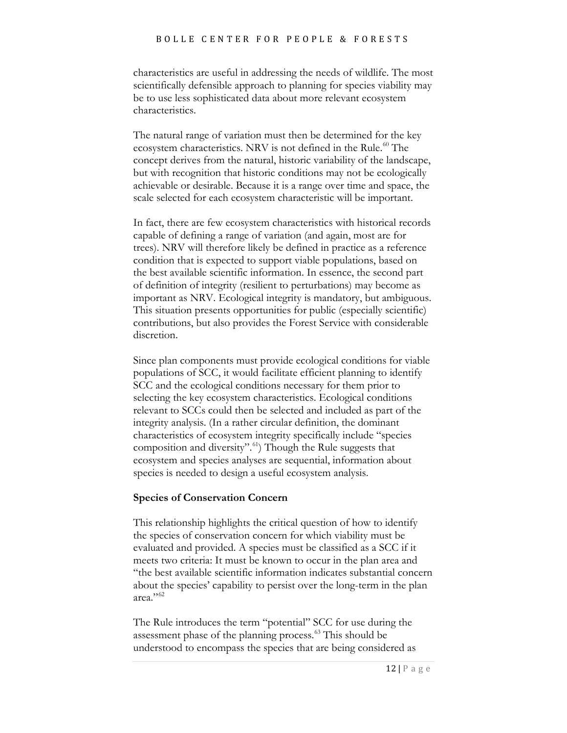characteristics are useful in addressing the needs of wildlife. The most scientifically defensible approach to planning for species viability may be to use less sophisticated data about more relevant ecosystem characteristics.

The natural range of variation must then be determined for the key ecosystem characteristics. NRV is not defined in the Rule.[60] The concept derives from the natural, historic variability of the landscape, but with recognition that historic conditions may not be ecologically achievable or desirable. Because it is a range over time and space, the scale selected for each ecosystem characteristic will be important.

In fact, there are few ecosystem characteristics with historical records capable of defining a range of variation (and again, most are for trees). NRV will therefore likely be defined in practice as a reference condition that is expected to support viable populations, based on the best available scientific information. In essence, the second part of definition of integrity (resilient to perturbations) may become as important as NRV. Ecological integrity is mandatory, but ambiguous. This situation presents opportunities for public (especially scientific) contributions, but also provides the Forest Service with considerable discretion.

Since plan components must provide ecological conditions for viable populations of SCC, it would facilitate efficient planning to identify SCC and the ecological conditions necessary for them prior to selecting the key ecosystem characteristics. Ecological conditions relevant to SCCs could then be selected and included as part of the integrity analysis. (In a rather circular definition, the dominant characteristics of ecosystem integrity specifically include "species composition and diversity".[61]) Though the Rule suggests that ecosystem and species analyses are sequential, information about species is needed to design a useful ecosystem analysis.

### Species of Conservation Concern

This relationship highlights the critical question of how to identify the species of conservation concern for which viability must be evaluated and provided. A species must be classified as a SCC if it meets two criteria: It must be known to occur in the plan area and "the best available scientific information indicates substantial concern about the species' capability to persist over the long-term in the plan area."[62]

The Rule introduces the term "potential" SCC for use during the assessment phase of the planning process.[63] This should be understood to encompass the species that are being considered as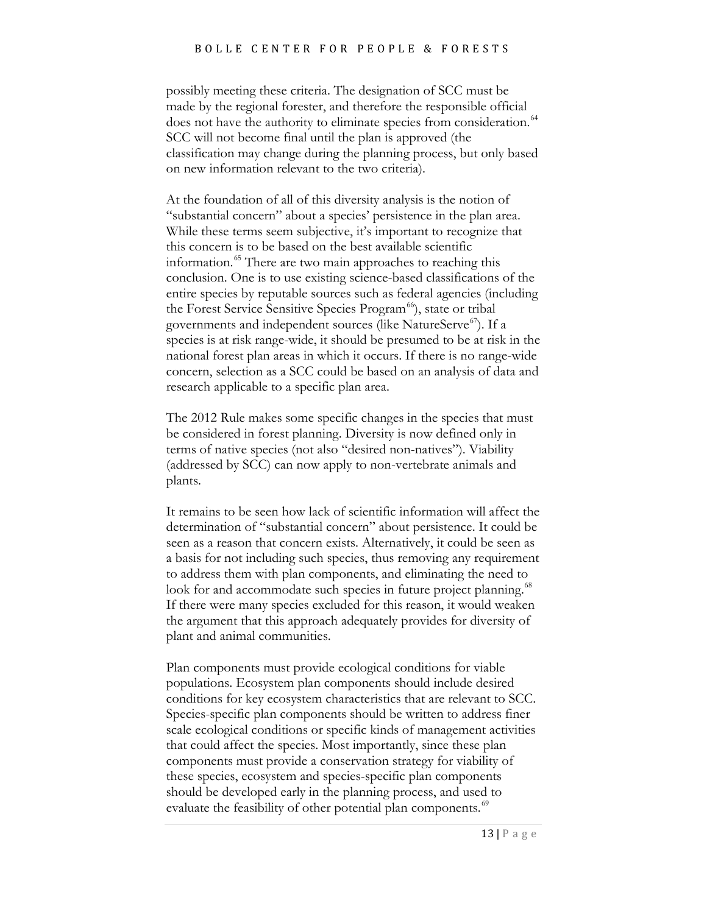possibly meeting these criteria. The designation of SCC must be made by the regional forester, and therefore the responsible official does not have the authority to eliminate species from consideration.[64] SCC will not become final until the plan is approved (the classification may change during the planning process, but only based on new information relevant to the two criteria).

At the foundation of all of this diversity analysis is the notion of "substantial concern" about a species' persistence in the plan area. While these terms seem subjective, it's important to recognize that this concern is to be based on the best available scientific information.[65] There are two main approaches to reaching this conclusion. One is to use existing science-based classifications of the entire species by reputable sources such as federal agencies (including the Forest Service Sensitive Species Program[66]), state or tribal governments and independent sources (like NatureServe[67]). If a species is at risk range-wide, it should be presumed to be at risk in the national forest plan areas in which it occurs. If there is no range-wide concern, selection as a SCC could be based on an analysis of data and research applicable to a specific plan area.

The 2012 Rule makes some specific changes in the species that must be considered in forest planning. Diversity is now defined only in terms of native species (not also "desired non-natives"). Viability (addressed by SCC) can now apply to non-vertebrate animals and plants.

It remains to be seen how lack of scientific information will affect the determination of "substantial concern" about persistence. It could be seen as a reason that concern exists. Alternatively, it could be seen as a basis for not including such species, thus removing any requirement to address them with plan components, and eliminating the need to look for and accommodate such species in future project planning.[68] If there were many species excluded for this reason, it would weaken the argument that this approach adequately provides for diversity of plant and animal communities.

Plan components must provide ecological conditions for viable populations. Ecosystem plan components should include desired conditions for key ecosystem characteristics that are relevant to SCC. Species-specific plan components should be written to address finer scale ecological conditions or specific kinds of management activities that could affect the species. Most importantly, since these plan components must provide a conservation strategy for viability of these species, ecosystem and species-specific plan components should be developed early in the planning process, and used to evaluate the feasibility of other potential plan components.[69]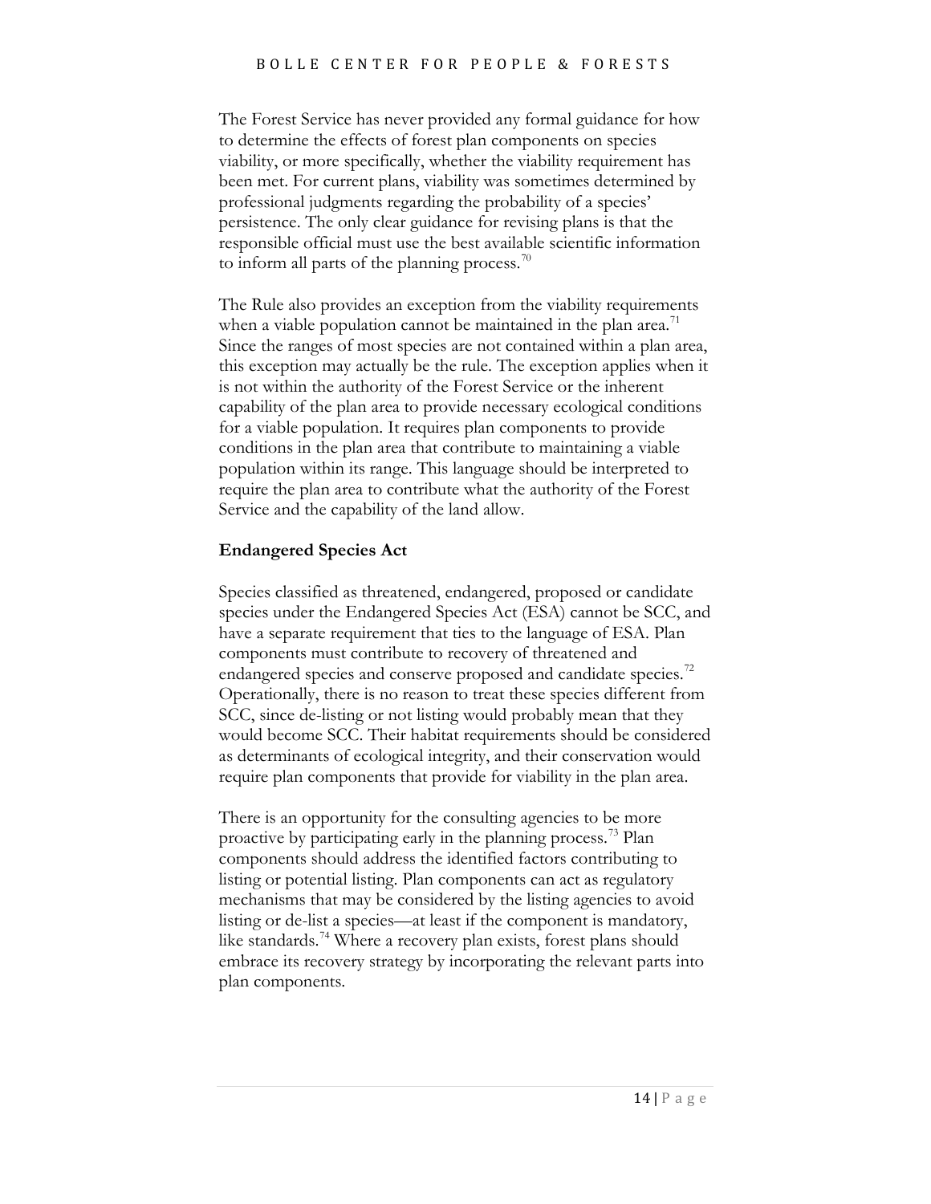The Forest Service has never provided any formal guidance for how to determine the effects of forest plan components on species viability, or more specifically, whether the viability requirement has been met. For current plans, viability was sometimes determined by professional judgments regarding the probability of a species' persistence. The only clear guidance for revising plans is that the responsible official must use the best available scientific information to inform all parts of the planning process.[70]

The Rule also provides an exception from the viability requirements when a viable population cannot be maintained in the plan area.[71] Since the ranges of most species are not contained within a plan area, this exception may actually be the rule. The exception applies when it is not within the authority of the Forest Service or the inherent capability of the plan area to provide necessary ecological conditions for a viable population. It requires plan components to provide conditions in the plan area that contribute to maintaining a viable population within its range. This language should be interpreted to require the plan area to contribute what the authority of the Forest Service and the capability of the land allow.

## Endangered Species Act

Species classified as threatened, endangered, proposed or candidate species under the Endangered Species Act (ESA) cannot be SCC, and have a separate requirement that ties to the language of ESA. Plan components must contribute to recovery of threatened and endangered species and conserve proposed and candidate species.[72] Operationally, there is no reason to treat these species different from SCC, since de-listing or not listing would probably mean that they would become SCC. Their habitat requirements should be considered as determinants of ecological integrity, and their conservation would require plan components that provide for viability in the plan area.

There is an opportunity for the consulting agencies to be more proactive by participating early in the planning process.[73] Plan components should address the identified factors contributing to listing or potential listing. Plan components can act as regulatory mechanisms that may be considered by the listing agencies to avoid listing or de-list a species—at least if the component is mandatory, like standards.[74] Where a recovery plan exists, forest plans should embrace its recovery strategy by incorporating the relevant parts into plan components.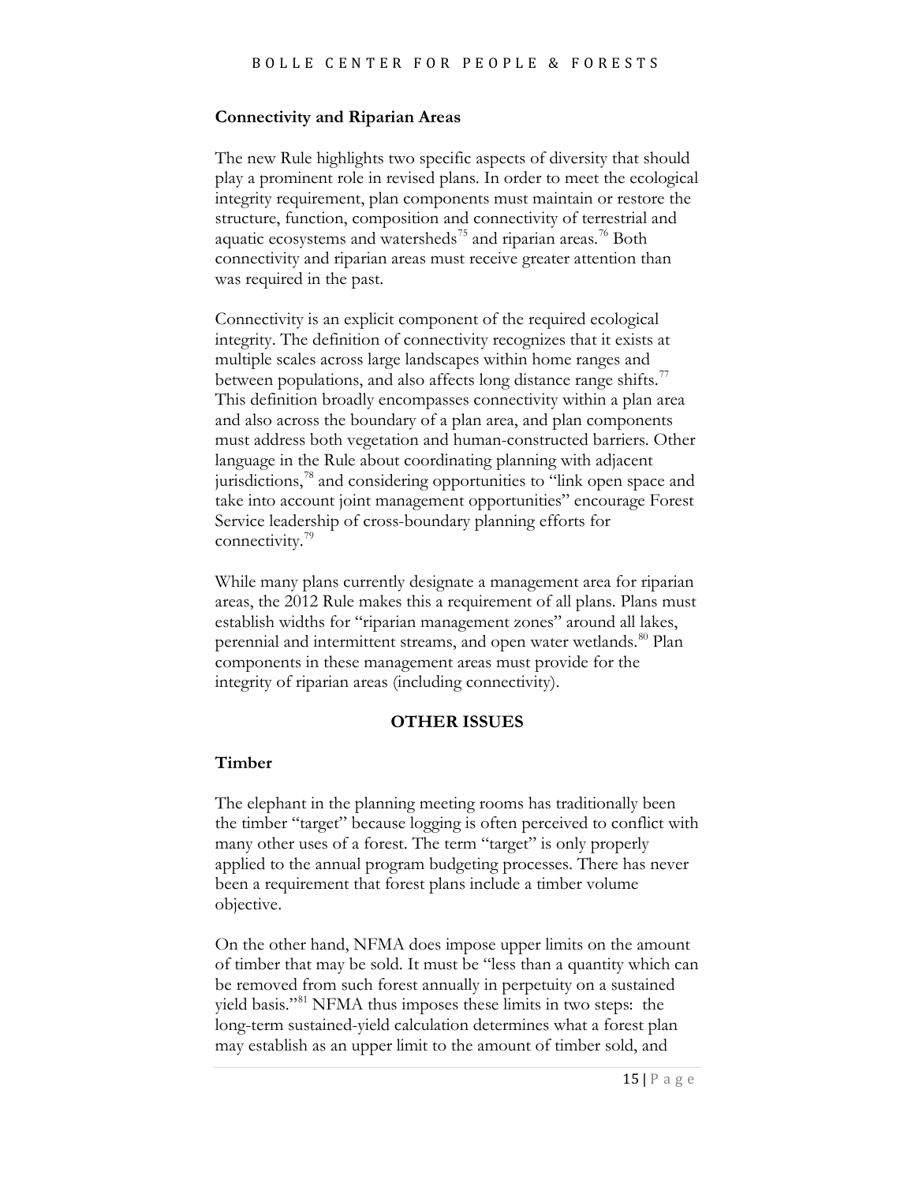### Connectivity and Riparian Areas

The new Rule highlights two specific aspects of diversity that should play a prominent role in revised plans. In order to meet the ecological integrity requirement, plan components must maintain or restore the structure, function, composition and connectivity of terrestrial and aquatic ecosystems and watersheds[75] and riparian areas.[76] Both connectivity and riparian areas must receive greater attention than was required in the past.

Connectivity is an explicit component of the required ecological integrity. The definition of connectivity recognizes that it exists at multiple scales across large landscapes within home ranges and between populations, and also affects long distance range shifts.[77] This definition broadly encompasses connectivity within a plan area and also across the boundary of a plan area, and plan components must address both vegetation and human-constructed barriers. Other language in the Rule about coordinating planning with adjacent jurisdictions,[78] and considering opportunities to "link open space and take into account joint management opportunities" encourage Forest Service leadership of cross-boundary planning efforts for connectivity.[79]

While many plans currently designate a management area for riparian areas, the 2012 Rule makes this a requirement of all plans. Plans must establish widths for "riparian management zones" around all lakes, perennial and intermittent streams, and open water wetlands.[80] Plan components in these management areas must provide for the integrity of riparian areas (including connectivity).

## OTHER ISSUES

### Timber

The elephant in the planning meeting rooms has traditionally been the timber "target" because logging is often perceived to conflict with many other uses of a forest. The term "target" is only properly applied to the annual program budgeting processes. There has never been a requirement that forest plans include a timber volume objective.

On the other hand, NFMA does impose upper limits on the amount of timber that may be sold. It must be "less than a quantity which can be removed from such forest annually in perpetuity on a sustained yield basis."[81] NFMA thus imposes these limits in two steps: the long-term sustained-yield calculation determines what a forest plan may establish as an upper limit to the amount of timber sold, and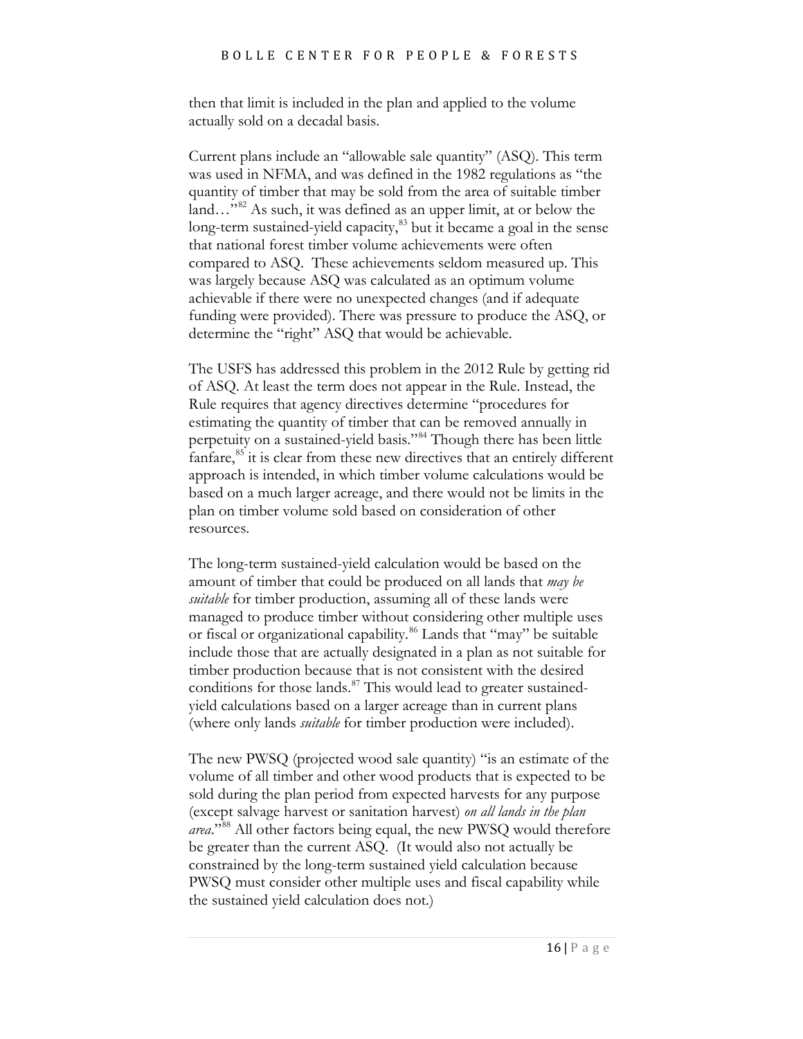then that limit is included in the plan and applied to the volume actually sold on a decadal basis.

Current plans include an "allowable sale quantity" (ASQ). This term was used in NFMA, and was defined in the 1982 regulations as "the quantity of timber that may be sold from the area of suitable timber land…"[82] As such, it was defined as an upper limit, at or below the long-term sustained-yield capacity,[83] but it became a goal in the sense that national forest timber volume achievements were often compared to ASQ. These achievements seldom measured up. This was largely because ASQ was calculated as an optimum volume achievable if there were no unexpected changes (and if adequate funding were provided). There was pressure to produce the ASQ, or determine the "right" ASQ that would be achievable.

The USFS has addressed this problem in the 2012 Rule by getting rid of ASQ. At least the term does not appear in the Rule. Instead, the Rule requires that agency directives determine "procedures for estimating the quantity of timber that can be removed annually in perpetuity on a sustained-yield basis."[84] Though there has been little fanfare,[85] it is clear from these new directives that an entirely different approach is intended, in which timber volume calculations would be based on a much larger acreage, and there would not be limits in the plan on timber volume sold based on consideration of other resources.

The long-term sustained-yield calculation would be based on the amount of timber that could be produced on all lands that *may be suitable* for timber production, assuming all of these lands were managed to produce timber without considering other multiple uses or fiscal or organizational capability.[86] Lands that "may" be suitable include those that are actually designated in a plan as not suitable for timber production because that is not consistent with the desired conditions for those lands.[87] This would lead to greater sustained-yield calculations based on a larger acreage than in current plans (where only lands *suitable* for timber production were included).

The new PWSQ (projected wood sale quantity) "is an estimate of the volume of all timber and other wood products that is expected to be sold during the plan period from expected harvests for any purpose (except salvage harvest or sanitation harvest) *on all lands in the plan area*."[88] All other factors being equal, the new PWSQ would therefore be greater than the current ASQ. (It would also not actually be constrained by the long-term sustained yield calculation because PWSQ must consider other multiple uses and fiscal capability while the sustained yield calculation does not.)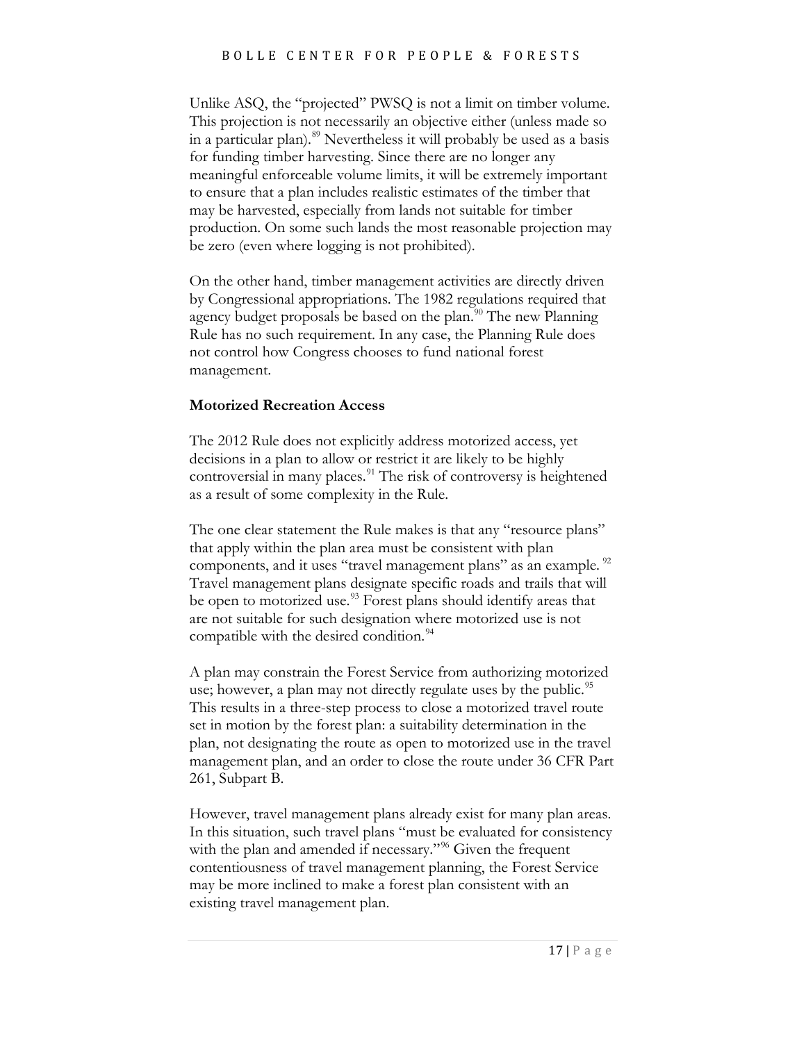Unlike ASQ, the "projected" PWSQ is not a limit on timber volume. This projection is not necessarily an objective either (unless made so in a particular plan).[89] Nevertheless it will probably be used as a basis for funding timber harvesting. Since there are no longer any meaningful enforceable volume limits, it will be extremely important to ensure that a plan includes realistic estimates of the timber that may be harvested, especially from lands not suitable for timber production. On some such lands the most reasonable projection may be zero (even where logging is not prohibited).

On the other hand, timber management activities are directly driven by Congressional appropriations. The 1982 regulations required that agency budget proposals be based on the plan.[90] The new Planning Rule has no such requirement. In any case, the Planning Rule does not control how Congress chooses to fund national forest management.

**Motorized Recreation Access**

The 2012 Rule does not explicitly address motorized access, yet decisions in a plan to allow or restrict it are likely to be highly controversial in many places.[91] The risk of controversy is heightened as a result of some complexity in the Rule.

The one clear statement the Rule makes is that any "resource plans" that apply within the plan area must be consistent with plan components, and it uses "travel management plans" as an example.[92] Travel management plans designate specific roads and trails that will be open to motorized use.[93] Forest plans should identify areas that are not suitable for such designation where motorized use is not compatible with the desired condition.[94]

A plan may constrain the Forest Service from authorizing motorized use; however, a plan may not directly regulate uses by the public.[95] This results in a three-step process to close a motorized travel route set in motion by the forest plan: a suitability determination in the plan, not designating the route as open to motorized use in the travel management plan, and an order to close the route under 36 CFR Part 261, Subpart B.

However, travel management plans already exist for many plan areas. In this situation, such travel plans "must be evaluated for consistency with the plan and amended if necessary."[96] Given the frequent contentiousness of travel management planning, the Forest Service may be more inclined to make a forest plan consistent with an existing travel management plan.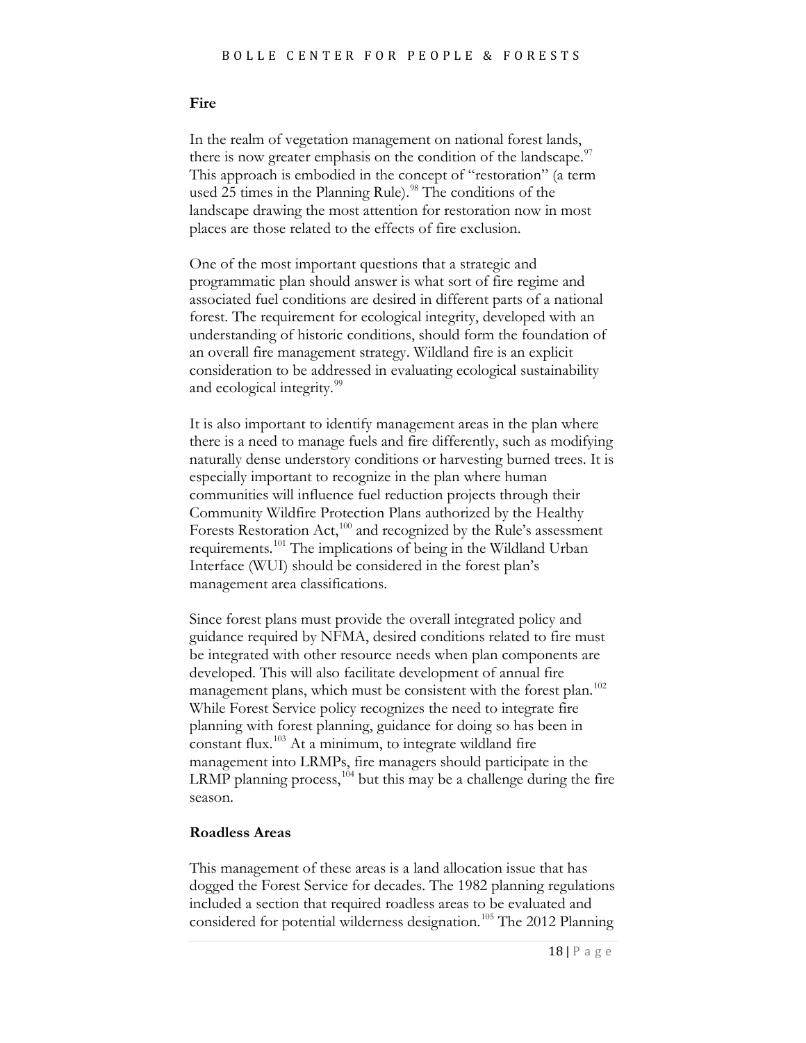### Fire

In the realm of vegetation management on national forest lands, there is now greater emphasis on the condition of the landscape.[97] This approach is embodied in the concept of "restoration" (a term used 25 times in the Planning Rule).[98] The conditions of the landscape drawing the most attention for restoration now in most places are those related to the effects of fire exclusion.

One of the most important questions that a strategic and programmatic plan should answer is what sort of fire regime and associated fuel conditions are desired in different parts of a national forest. The requirement for ecological integrity, developed with an understanding of historic conditions, should form the foundation of an overall fire management strategy. Wildland fire is an explicit consideration to be addressed in evaluating ecological sustainability and ecological integrity.[99]

It is also important to identify management areas in the plan where there is a need to manage fuels and fire differently, such as modifying naturally dense understory conditions or harvesting burned trees. It is especially important to recognize in the plan where human communities will influence fuel reduction projects through their Community Wildfire Protection Plans authorized by the Healthy Forests Restoration Act,[100] and recognized by the Rule's assessment requirements.[101] The implications of being in the Wildland Urban Interface (WUI) should be considered in the forest plan's management area classifications.

Since forest plans must provide the overall integrated policy and guidance required by NFMA, desired conditions related to fire must be integrated with other resource needs when plan components are developed. This will also facilitate development of annual fire management plans, which must be consistent with the forest plan.[102] While Forest Service policy recognizes the need to integrate fire planning with forest planning, guidance for doing so has been in constant flux.[103] At a minimum, to integrate wildland fire management into LRMPs, fire managers should participate in the LRMP planning process,[104] but this may be a challenge during the fire season.

### Roadless Areas

This management of these areas is a land allocation issue that has dogged the Forest Service for decades. The 1982 planning regulations included a section that required roadless areas to be evaluated and considered for potential wilderness designation.[105] The 2012 Planning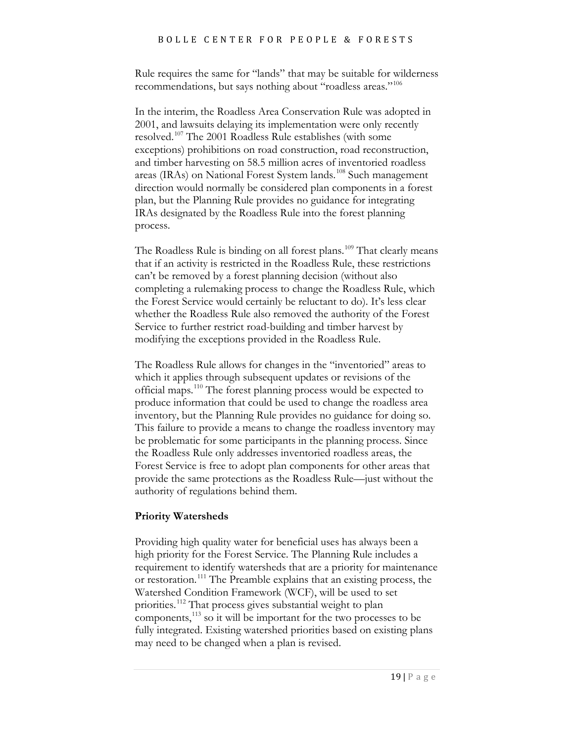Rule requires the same for "lands" that may be suitable for wilderness recommendations, but says nothing about "roadless areas."[106]

In the interim, the Roadless Area Conservation Rule was adopted in 2001, and lawsuits delaying its implementation were only recently resolved.[107] The 2001 Roadless Rule establishes (with some exceptions) prohibitions on road construction, road reconstruction, and timber harvesting on 58.5 million acres of inventoried roadless areas (IRAs) on National Forest System lands.[108] Such management direction would normally be considered plan components in a forest plan, but the Planning Rule provides no guidance for integrating IRAs designated by the Roadless Rule into the forest planning process.

The Roadless Rule is binding on all forest plans.[109] That clearly means that if an activity is restricted in the Roadless Rule, these restrictions can't be removed by a forest planning decision (without also completing a rulemaking process to change the Roadless Rule, which the Forest Service would certainly be reluctant to do). It's less clear whether the Roadless Rule also removed the authority of the Forest Service to further restrict road-building and timber harvest by modifying the exceptions provided in the Roadless Rule.

The Roadless Rule allows for changes in the "inventoried" areas to which it applies through subsequent updates or revisions of the official maps.[110] The forest planning process would be expected to produce information that could be used to change the roadless area inventory, but the Planning Rule provides no guidance for doing so. This failure to provide a means to change the roadless inventory may be problematic for some participants in the planning process. Since the Roadless Rule only addresses inventoried roadless areas, the Forest Service is free to adopt plan components for other areas that provide the same protections as the Roadless Rule—just without the authority of regulations behind them.

**Priority Watersheds**

Providing high quality water for beneficial uses has always been a high priority for the Forest Service. The Planning Rule includes a requirement to identify watersheds that are a priority for maintenance or restoration.[111] The Preamble explains that an existing process, the Watershed Condition Framework (WCF), will be used to set priorities.[112] That process gives substantial weight to plan components,[113] so it will be important for the two processes to be fully integrated. Existing watershed priorities based on existing plans may need to be changed when a plan is revised.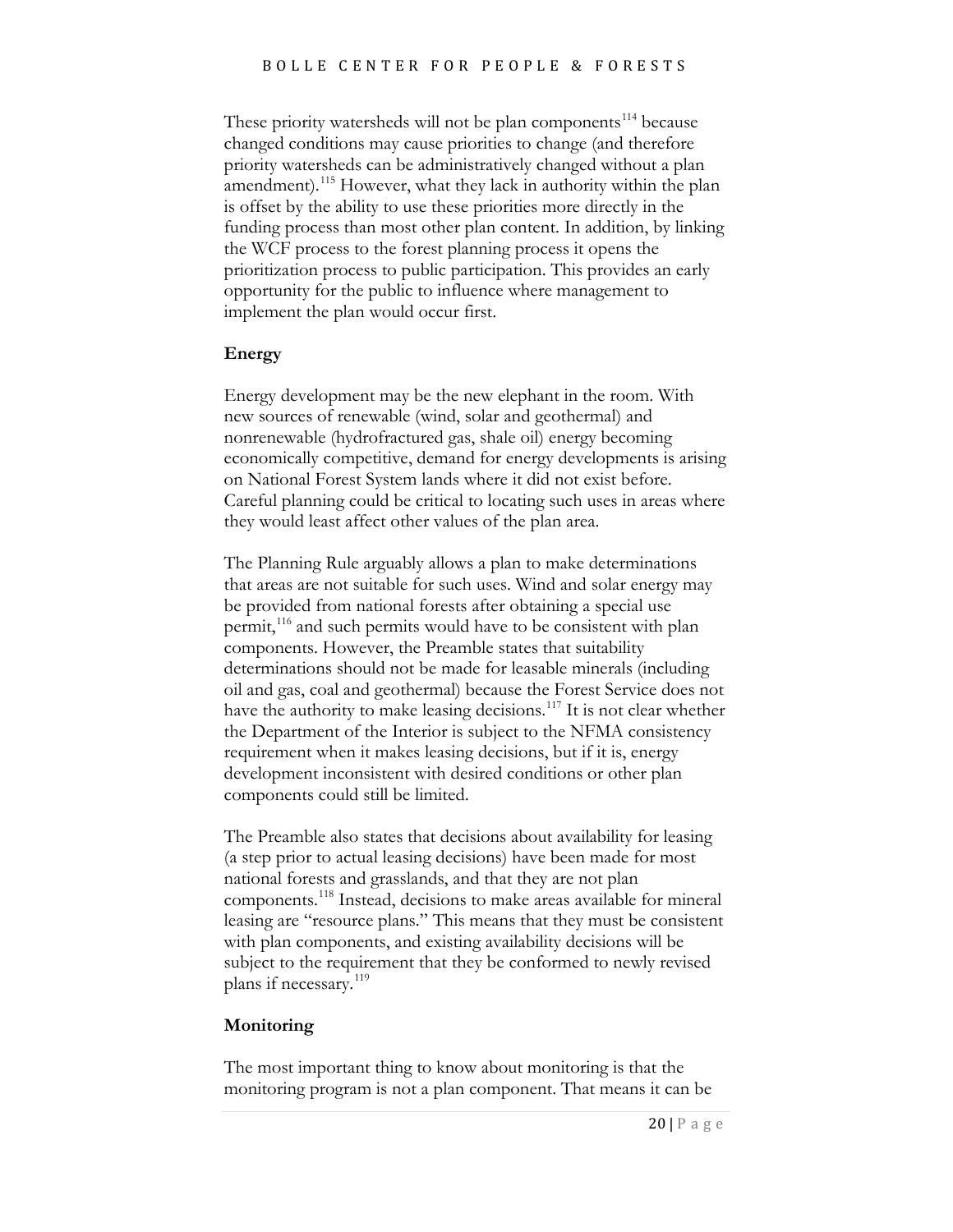These priority watersheds will not be plan components[114] because changed conditions may cause priorities to change (and therefore priority watersheds can be administratively changed without a plan amendment).[115] However, what they lack in authority within the plan is offset by the ability to use these priorities more directly in the funding process than most other plan content. In addition, by linking the WCF process to the forest planning process it opens the prioritization process to public participation. This provides an early opportunity for the public to influence where management to implement the plan would occur first.

### Energy

Energy development may be the new elephant in the room. With new sources of renewable (wind, solar and geothermal) and nonrenewable (hydrofractured gas, shale oil) energy becoming economically competitive, demand for energy developments is arising on National Forest System lands where it did not exist before. Careful planning could be critical to locating such uses in areas where they would least affect other values of the plan area.

The Planning Rule arguably allows a plan to make determinations that areas are not suitable for such uses. Wind and solar energy may be provided from national forests after obtaining a special use permit,[116] and such permits would have to be consistent with plan components. However, the Preamble states that suitability determinations should not be made for leasable minerals (including oil and gas, coal and geothermal) because the Forest Service does not have the authority to make leasing decisions.[117] It is not clear whether the Department of the Interior is subject to the NFMA consistency requirement when it makes leasing decisions, but if it is, energy development inconsistent with desired conditions or other plan components could still be limited.

The Preamble also states that decisions about availability for leasing (a step prior to actual leasing decisions) have been made for most national forests and grasslands, and that they are not plan components.[118] Instead, decisions to make areas available for mineral leasing are "resource plans." This means that they must be consistent with plan components, and existing availability decisions will be subject to the requirement that they be conformed to newly revised plans if necessary.[119]

### Monitoring

The most important thing to know about monitoring is that the monitoring program is not a plan component. That means it can be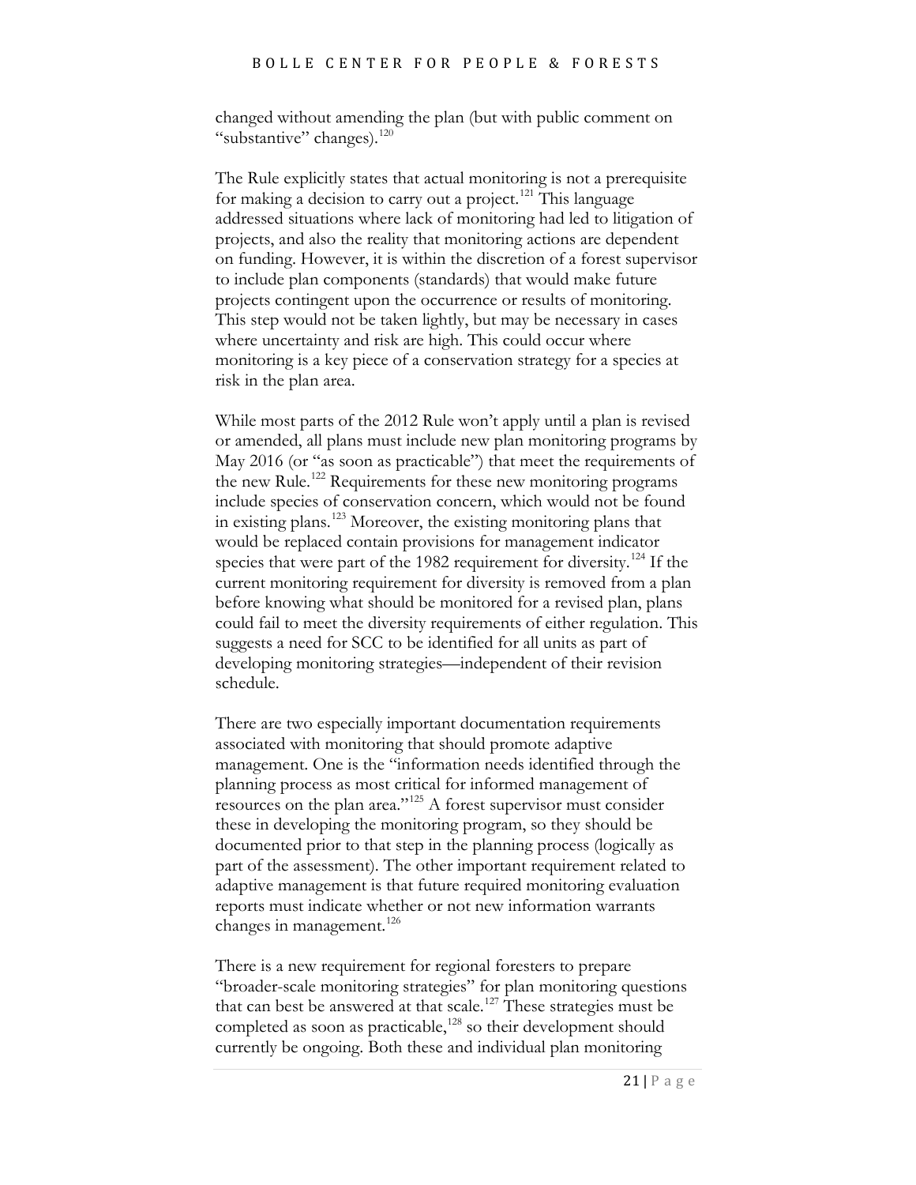changed without amending the plan (but with public comment on "substantive" changes).[120]

The Rule explicitly states that actual monitoring is not a prerequisite for making a decision to carry out a project.[121] This language addressed situations where lack of monitoring had led to litigation of projects, and also the reality that monitoring actions are dependent on funding. However, it is within the discretion of a forest supervisor to include plan components (standards) that would make future projects contingent upon the occurrence or results of monitoring. This step would not be taken lightly, but may be necessary in cases where uncertainty and risk are high. This could occur where monitoring is a key piece of a conservation strategy for a species at risk in the plan area.

While most parts of the 2012 Rule won't apply until a plan is revised or amended, all plans must include new plan monitoring programs by May 2016 (or "as soon as practicable") that meet the requirements of the new Rule.[122] Requirements for these new monitoring programs include species of conservation concern, which would not be found in existing plans.[123] Moreover, the existing monitoring plans that would be replaced contain provisions for management indicator species that were part of the 1982 requirement for diversity.[124] If the current monitoring requirement for diversity is removed from a plan before knowing what should be monitored for a revised plan, plans could fail to meet the diversity requirements of either regulation. This suggests a need for SCC to be identified for all units as part of developing monitoring strategies—independent of their revision schedule.

There are two especially important documentation requirements associated with monitoring that should promote adaptive management. One is the "information needs identified through the planning process as most critical for informed management of resources on the plan area."[125] A forest supervisor must consider these in developing the monitoring program, so they should be documented prior to that step in the planning process (logically as part of the assessment). The other important requirement related to adaptive management is that future required monitoring evaluation reports must indicate whether or not new information warrants changes in management.[126]

There is a new requirement for regional foresters to prepare "broader-scale monitoring strategies" for plan monitoring questions that can best be answered at that scale.[127] These strategies must be completed as soon as practicable,[128] so their development should currently be ongoing. Both these and individual plan monitoring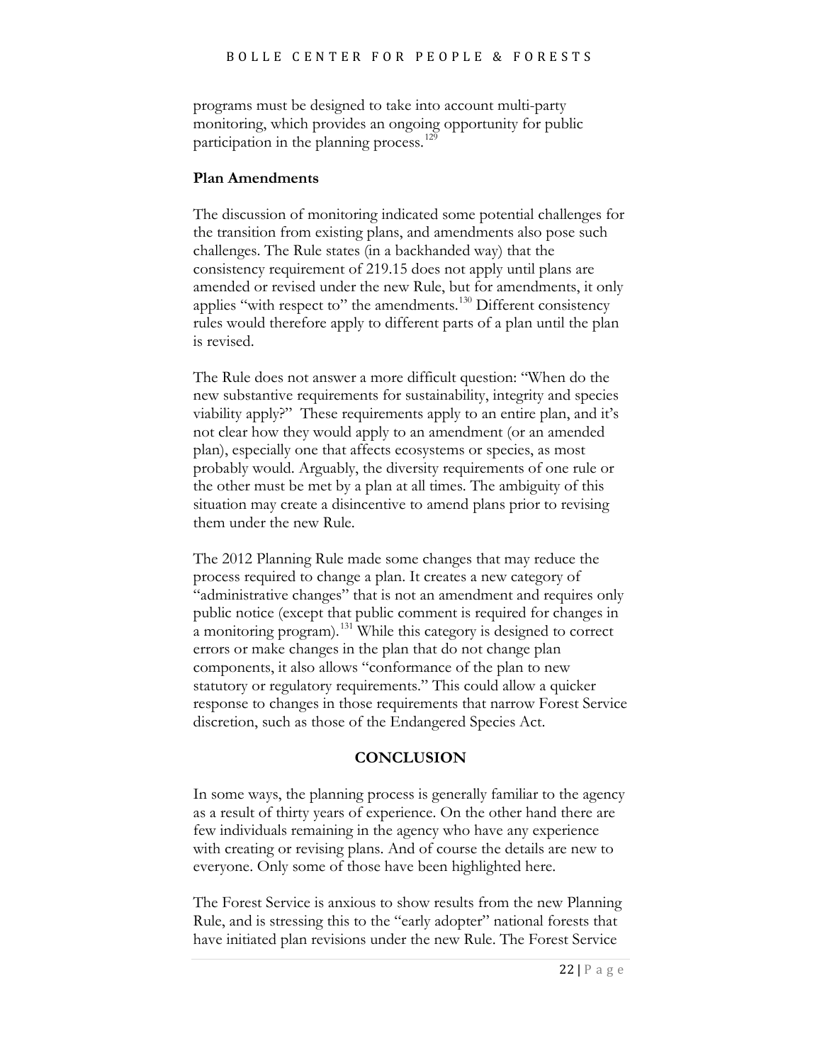programs must be designed to take into account multi-party monitoring, which provides an ongoing opportunity for public participation in the planning process.[129]

**Plan Amendments**

The discussion of monitoring indicated some potential challenges for the transition from existing plans, and amendments also pose such challenges. The Rule states (in a backhanded way) that the consistency requirement of 219.15 does not apply until plans are amended or revised under the new Rule, but for amendments, it only applies "with respect to" the amendments.[130] Different consistency rules would therefore apply to different parts of a plan until the plan is revised.

The Rule does not answer a more difficult question: "When do the new substantive requirements for sustainability, integrity and species viability apply?" These requirements apply to an entire plan, and it's not clear how they would apply to an amendment (or an amended plan), especially one that affects ecosystems or species, as most probably would. Arguably, the diversity requirements of one rule or the other must be met by a plan at all times. The ambiguity of this situation may create a disincentive to amend plans prior to revising them under the new Rule.

The 2012 Planning Rule made some changes that may reduce the process required to change a plan. It creates a new category of "administrative changes" that is not an amendment and requires only public notice (except that public comment is required for changes in a monitoring program).[131] While this category is designed to correct errors or make changes in the plan that do not change plan components, it also allows "conformance of the plan to new statutory or regulatory requirements." This could allow a quicker response to changes in those requirements that narrow Forest Service discretion, such as those of the Endangered Species Act.

## CONCLUSION

In some ways, the planning process is generally familiar to the agency as a result of thirty years of experience. On the other hand there are few individuals remaining in the agency who have any experience with creating or revising plans. And of course the details are new to everyone. Only some of those have been highlighted here.

The Forest Service is anxious to show results from the new Planning Rule, and is stressing this to the "early adopter" national forests that have initiated plan revisions under the new Rule. The Forest Service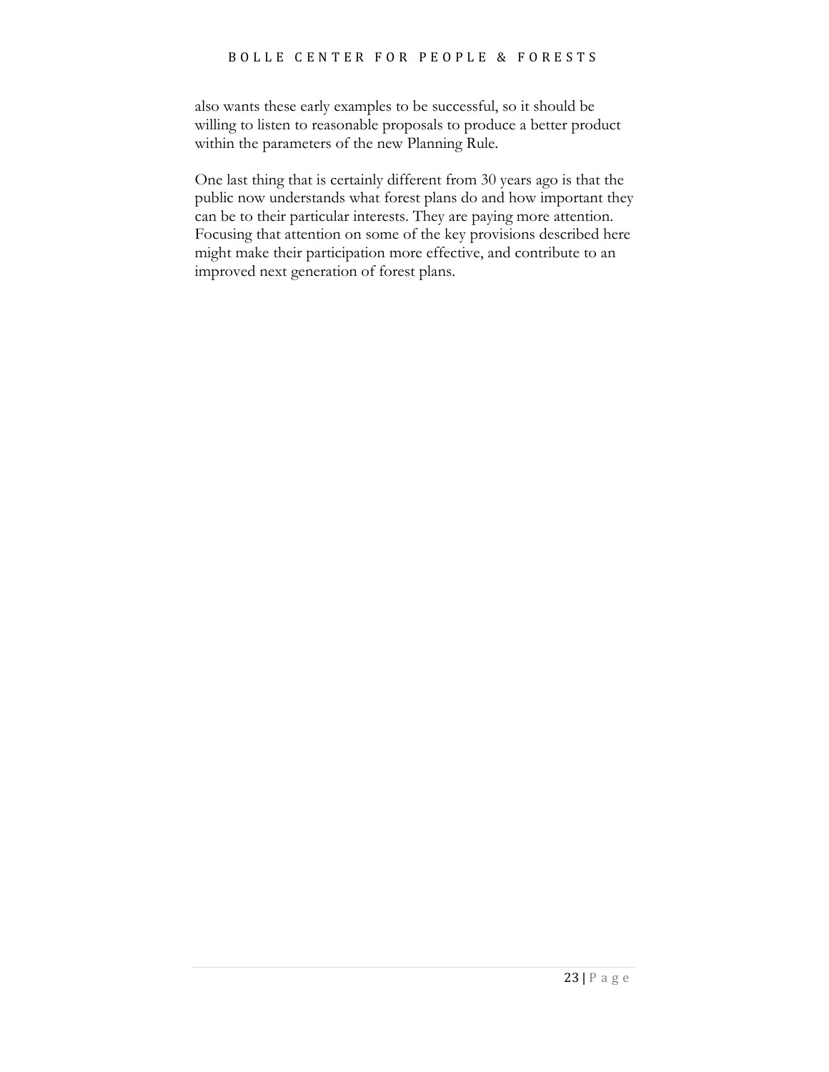also wants these early examples to be successful, so it should be willing to listen to reasonable proposals to produce a better product within the parameters of the new Planning Rule.

One last thing that is certainly different from 30 years ago is that the public now understands what forest plans do and how important they can be to their particular interests. They are paying more attention. Focusing that attention on some of the key provisions described here might make their participation more effective, and contribute to an improved next generation of forest plans.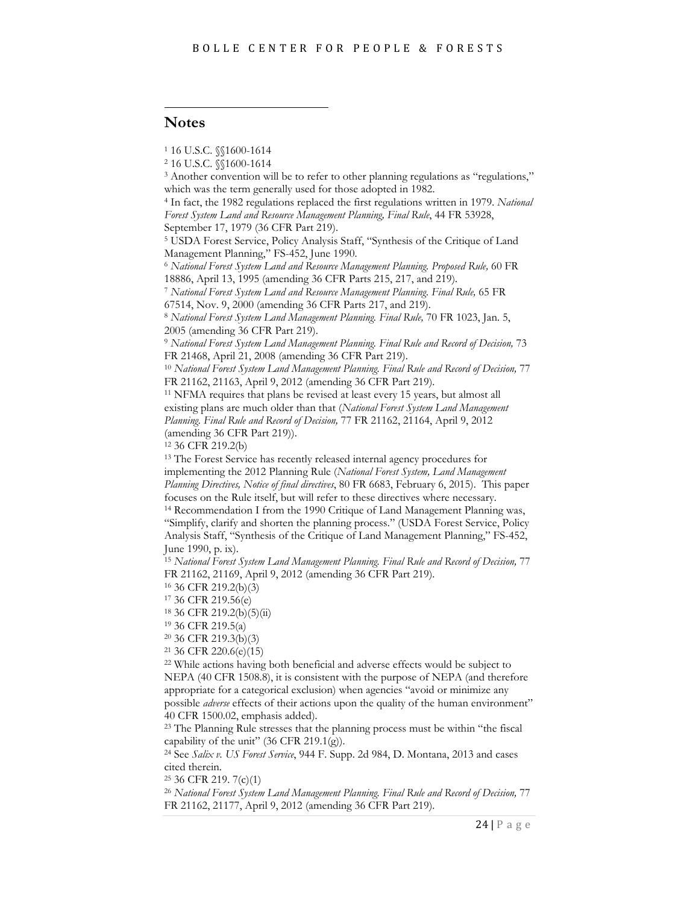## Notes

[1] 16 U.S.C. §§1600-1614

[2] 16 U.S.C. §§1600-1614

[3] Another convention will be to refer to other planning regulations as "regulations," which was the term generally used for those adopted in 1982.

[4] In fact, the 1982 regulations replaced the first regulations written in 1979. *National Forest System Land and Resource Management Planning, Final Rule*, 44 FR 53928, September 17, 1979 (36 CFR Part 219).

[5] USDA Forest Service, Policy Analysis Staff, "Synthesis of the Critique of Land Management Planning," FS-452, June 1990.

[6] *National Forest System Land and Resource Management Planning. Proposed Rule,* 60 FR 18886, April 13, 1995 (amending 36 CFR Parts 215, 217, and 219).

[7] *National Forest System Land and Resource Management Planning. Final Rule,* 65 FR 67514, Nov. 9, 2000 (amending 36 CFR Parts 217, and 219).

[8] *National Forest System Land Management Planning. Final Rule,* 70 FR 1023, Jan. 5, 2005 (amending 36 CFR Part 219).

[9] *National Forest System Land Management Planning. Final Rule and Record of Decision,* 73 FR 21468, April 21, 2008 (amending 36 CFR Part 219).

[10] *National Forest System Land Management Planning. Final Rule and Record of Decision,* 77 FR 21162, 21163, April 9, 2012 (amending 36 CFR Part 219).

[11] NFMA requires that plans be revised at least every 15 years, but almost all existing plans are much older than that (*National Forest System Land Management Planning. Final Rule and Record of Decision,* 77 FR 21162, 21164, April 9, 2012 (amending 36 CFR Part 219)).

[12] 36 CFR 219.2(b)

[13] The Forest Service has recently released internal agency procedures for implementing the 2012 Planning Rule (*National Forest System, Land Management Planning Directives, Notice of final directives*, 80 FR 6683, February 6, 2015). This paper focuses on the Rule itself, but will refer to these directives where necessary.

[14] Recommendation I from the 1990 Critique of Land Management Planning was, "Simplify, clarify and shorten the planning process." (USDA Forest Service, Policy Analysis Staff, "Synthesis of the Critique of Land Management Planning," FS-452, June 1990, p. ix).

[15] *National Forest System Land Management Planning. Final Rule and Record of Decision,* 77 FR 21162, 21169, April 9, 2012 (amending 36 CFR Part 219).

[16] 36 CFR 219.2(b)(3)

[17] 36 CFR 219.56(e)

[18] 36 CFR 219.2(b)(5)(ii)

[19] 36 CFR 219.5(a)

[20] 36 CFR 219.3(b)(3)

[21] 36 CFR 220.6(e)(15)

[22] While actions having both beneficial and adverse effects would be subject to NEPA (40 CFR 1508.8), it is consistent with the purpose of NEPA (and therefore appropriate for a categorical exclusion) when agencies "avoid or minimize any possible *adverse* effects of their actions upon the quality of the human environment" 40 CFR 1500.02, emphasis added).

[23] The Planning Rule stresses that the planning process must be within "the fiscal capability of the unit" (36 CFR 219.1(g)).

[24] See *Salix v. US Forest Service*, 944 F. Supp. 2d 984, D. Montana, 2013 and cases cited therein.

[25] 36 CFR 219. 7(c)(1)

[26] *National Forest System Land Management Planning. Final Rule and Record of Decision,* 77 FR 21162, 21177, April 9, 2012 (amending 36 CFR Part 219).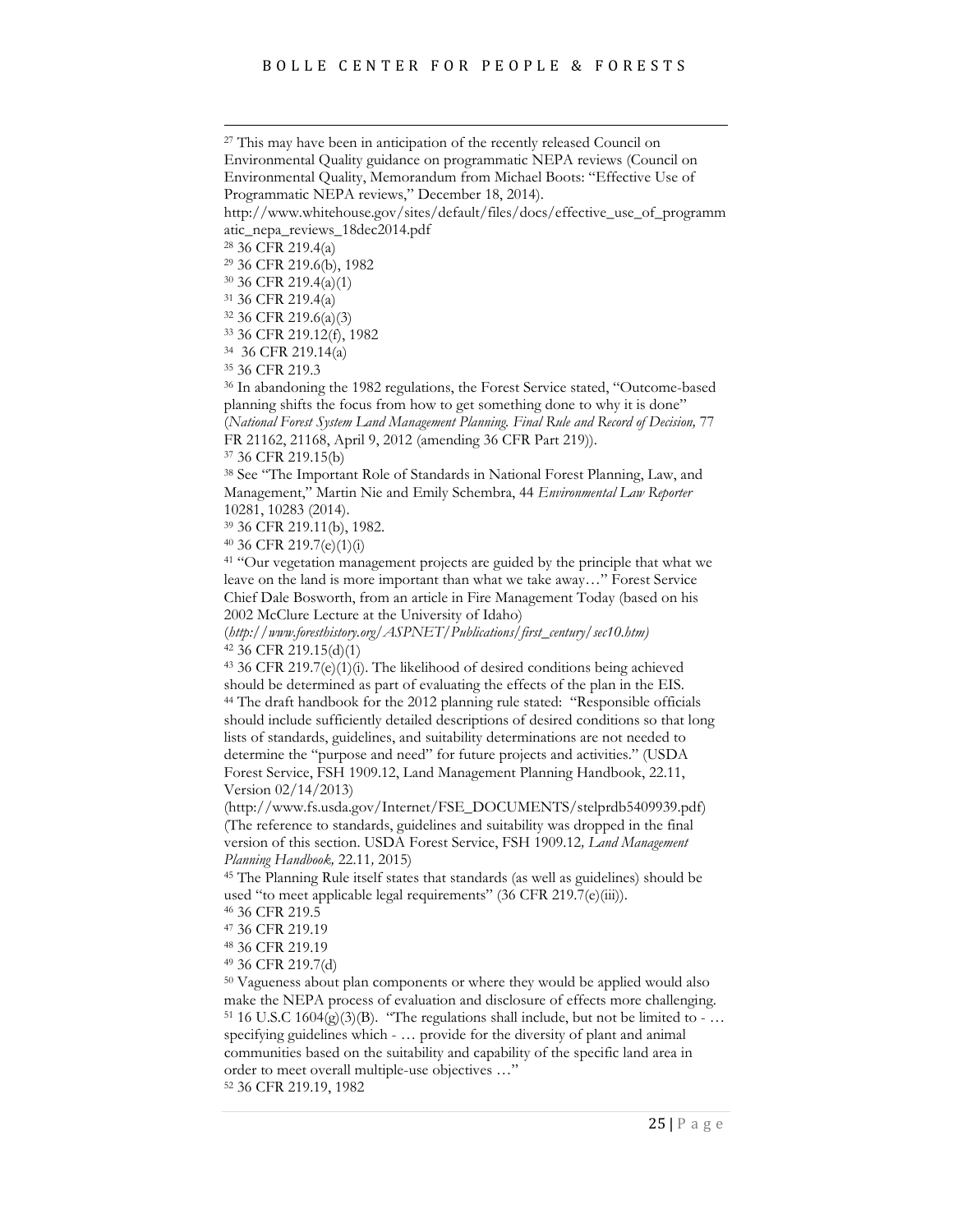[27] This may have been in anticipation of the recently released Council on Environmental Quality guidance on programmatic NEPA reviews (Council on Environmental Quality, Memorandum from Michael Boots: "Effective Use of Programmatic NEPA reviews," December 18, 2014). http://www.whitehouse.gov/sites/default/files/docs/effective_use_of_programmatic_nepa_reviews_18dec2014.pdf

[28] 36 CFR 219.4(a)

[29] 36 CFR 219.6(b), 1982

[30] 36 CFR 219.4(a)(1)

[31] 36 CFR 219.4(a)

[32] 36 CFR 219.6(a)(3)

[33] 36 CFR 219.12(f), 1982

[34] 36 CFR 219.14(a)

[35] 36 CFR 219.3

[36] In abandoning the 1982 regulations, the Forest Service stated, "Outcome-based planning shifts the focus from how to get something done to why it is done" (*National Forest System Land Management Planning. Final Rule and Record of Decision,* 77 FR 21162, 21168, April 9, 2012 (amending 36 CFR Part 219)).

[37] 36 CFR 219.15(b)

[38] See "The Important Role of Standards in National Forest Planning, Law, and Management," Martin Nie and Emily Schembra, 44 *Environmental Law Reporter* 10281, 10283 (2014).

[39] 36 CFR 219.11(b), 1982.

[40] 36 CFR 219.7(e)(1)(i)

[41] "Our vegetation management projects are guided by the principle that what we leave on the land is more important than what we take away…" Forest Service Chief Dale Bosworth, from an article in Fire Management Today (based on his 2002 McClure Lecture at the University of Idaho) (*http://www.foresthistory.org/ASPNET/Publications/first_century/sec10.htm)*

[42] 36 CFR 219.15(d)(1)

[43] 36 CFR 219.7(e)(1)(i). The likelihood of desired conditions being achieved should be determined as part of evaluating the effects of the plan in the EIS.

[44] The draft handbook for the 2012 planning rule stated: "Responsible officials should include sufficiently detailed descriptions of desired conditions so that long lists of standards, guidelines, and suitability determinations are not needed to determine the "purpose and need" for future projects and activities." (USDA Forest Service, FSH 1909.12, Land Management Planning Handbook, 22.11, Version 02/14/2013) (http://www.fs.usda.gov/Internet/FSE_DOCUMENTS/stelprdb5409939.pdf) (The reference to standards, guidelines and suitability was dropped in the final version of this section. USDA Forest Service, FSH 1909.12*, Land Management Planning Handbook,* 22.11*,* 2015)

[45] The Planning Rule itself states that standards (as well as guidelines) should be used "to meet applicable legal requirements" (36 CFR 219.7(e)(iii)).

[46] 36 CFR 219.5

[47] 36 CFR 219.19

[48] 36 CFR 219.19

[49] 36 CFR 219.7(d)

[50] Vagueness about plan components or where they would be applied would also make the NEPA process of evaluation and disclosure of effects more challenging.

[51] 16 U.S.C 1604(g)(3)(B). "The regulations shall include, but not be limited to - … specifying guidelines which - … provide for the diversity of plant and animal communities based on the suitability and capability of the specific land area in order to meet overall multiple-use objectives …"

[52] 36 CFR 219.19, 1982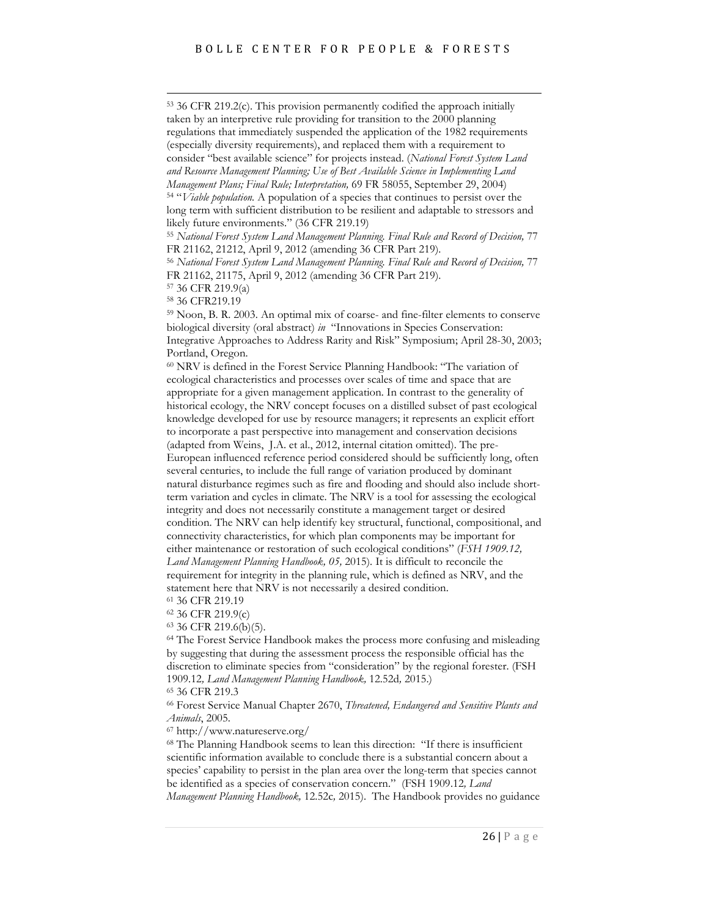[53] 36 CFR 219.2(c). This provision permanently codified the approach initially taken by an interpretive rule providing for transition to the 2000 planning regulations that immediately suspended the application of the 1982 requirements (especially diversity requirements), and replaced them with a requirement to consider "best available science" for projects instead. (*National Forest System Land and Resource Management Planning; Use of Best Available Science in Implementing Land Management Plans; Final Rule; Interpretation,* 69 FR 58055, September 29, 2004)

[54] "*Viable population.* A population of a species that continues to persist over the long term with sufficient distribution to be resilient and adaptable to stressors and likely future environments." (36 CFR 219.19)

[55] *National Forest System Land Management Planning. Final Rule and Record of Decision,* 77 FR 21162, 21212, April 9, 2012 (amending 36 CFR Part 219).

[56] *National Forest System Land Management Planning. Final Rule and Record of Decision,* 77 FR 21162, 21175, April 9, 2012 (amending 36 CFR Part 219).

[57] 36 CFR 219.9(a)

[58] 36 CFR219.19

[59] Noon, B. R. 2003. An optimal mix of coarse- and fine-filter elements to conserve biological diversity (oral abstract) *in* "Innovations in Species Conservation: Integrative Approaches to Address Rarity and Risk" Symposium; April 28-30, 2003; Portland, Oregon.

[60] NRV is defined in the Forest Service Planning Handbook: "The variation of ecological characteristics and processes over scales of time and space that are appropriate for a given management application. In contrast to the generality of historical ecology, the NRV concept focuses on a distilled subset of past ecological knowledge developed for use by resource managers; it represents an explicit effort to incorporate a past perspective into management and conservation decisions (adapted from Weins, J.A. et al., 2012, internal citation omitted). The pre-European influenced reference period considered should be sufficiently long, often several centuries, to include the full range of variation produced by dominant natural disturbance regimes such as fire and flooding and should also include short-term variation and cycles in climate. The NRV is a tool for assessing the ecological integrity and does not necessarily constitute a management target or desired condition. The NRV can help identify key structural, functional, compositional, and connectivity characteristics, for which plan components may be important for either maintenance or restoration of such ecological conditions" (*FSH 1909.12, Land Management Planning Handbook, 05,* 2015). It is difficult to reconcile the requirement for integrity in the planning rule, which is defined as NRV, and the statement here that NRV is not necessarily a desired condition.

[61] 36 CFR 219.19

[62] 36 CFR 219.9(c)

[63] 36 CFR 219.6(b)(5).

[64] The Forest Service Handbook makes the process more confusing and misleading by suggesting that during the assessment process the responsible official has the discretion to eliminate species from "consideration" by the regional forester. (FSH 1909.12*, Land Management Planning Handbook,* 12.52d*,* 2015.)

[65] 36 CFR 219.3

[66] Forest Service Manual Chapter 2670, *Threatened, Endangered and Sensitive Plants and Animals*, 2005.

[67] http://www.natureserve.org/

[68] The Planning Handbook seems to lean this direction: "If there is insufficient scientific information available to conclude there is a substantial concern about a species' capability to persist in the plan area over the long-term that species cannot be identified as a species of conservation concern." (FSH 1909.12*, Land Management Planning Handbook,* 12.52c*,* 2015). The Handbook provides no guidance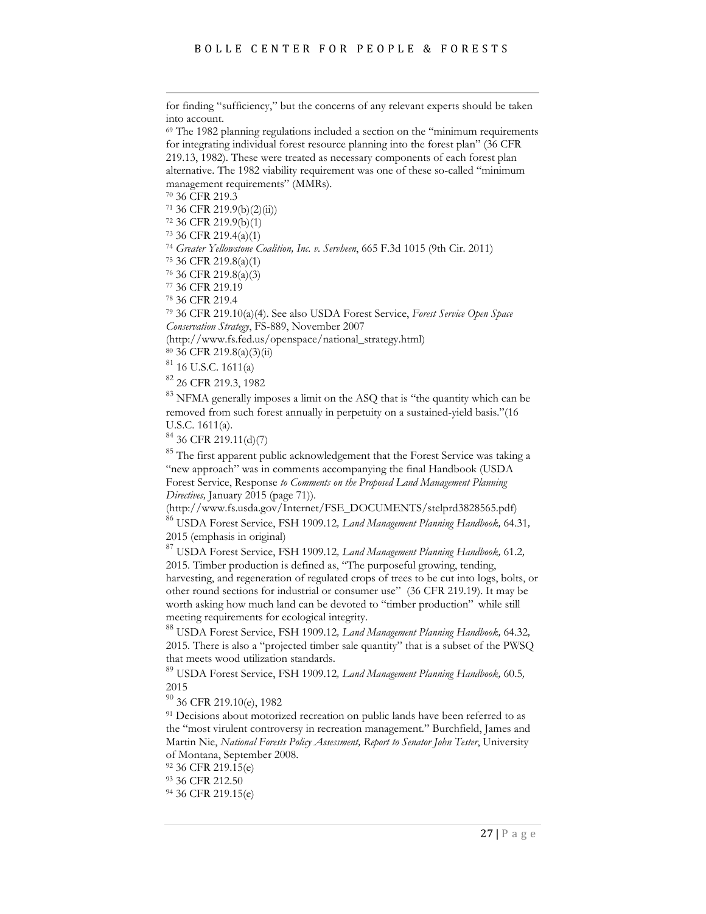for finding "sufficiency," but the concerns of any relevant experts should be taken into account.

[69] The 1982 planning regulations included a section on the "minimum requirements for integrating individual forest resource planning into the forest plan" (36 CFR 219.13, 1982). These were treated as necessary components of each forest plan alternative. The 1982 viability requirement was one of these so-called "minimum management requirements" (MMRs).

[70] 36 CFR 219.3

[71] 36 CFR 219.9(b)(2)(ii))

[72] 36 CFR 219.9(b)(1)

[73] 36 CFR 219.4(a)(1)

[74] *Greater Yellowstone Coalition, Inc. v. Servheen*, 665 F.3d 1015 (9th Cir. 2011)

[75] 36 CFR 219.8(a)(1)

[76] 36 CFR 219.8(a)(3)

[77] 36 CFR 219.19

[78] 36 CFR 219.4

[79] 36 CFR 219.10(a)(4). See also USDA Forest Service, *Forest Service Open Space Conservation Strategy*, FS-889, November 2007 (http://www.fs.fed.us/openspace/national_strategy.html)

[80] 36 CFR 219.8(a)(3)(ii)

[81] 16 U.S.C. 1611(a)

[82] 26 CFR 219.3, 1982

[83] NFMA generally imposes a limit on the ASQ that is "the quantity which can be removed from such forest annually in perpetuity on a sustained-yield basis."(16 U.S.C. 1611(a).

[84] 36 CFR 219.11(d)(7)

[85] The first apparent public acknowledgement that the Forest Service was taking a "new approach" was in comments accompanying the final Handbook (USDA Forest Service, Response *to Comments on the Proposed Land Management Planning Directives,* January 2015 (page 71)). (http://www.fs.usda.gov/Internet/FSE_DOCUMENTS/stelprd3828565.pdf)

[86] USDA Forest Service, FSH 1909.12*, Land Management Planning Handbook,* 64.31*,* 2015 (emphasis in original)

[87] USDA Forest Service, FSH 1909.12*, Land Management Planning Handbook,* 61.2*,* 2015. Timber production is defined as, "The purposeful growing, tending, harvesting, and regeneration of regulated crops of trees to be cut into logs, bolts, or other round sections for industrial or consumer use" (36 CFR 219.19). It may be worth asking how much land can be devoted to "timber production" while still meeting requirements for ecological integrity.

[88] USDA Forest Service, FSH 1909.12*, Land Management Planning Handbook,* 64.32*,* 2015. There is also a "projected timber sale quantity" that is a subset of the PWSQ that meets wood utilization standards.

[89] USDA Forest Service, FSH 1909.12*, Land Management Planning Handbook,* 60.5*,* 2015

[90] 36 CFR 219.10(e), 1982

[91] Decisions about motorized recreation on public lands have been referred to as the "most virulent controversy in recreation management." Burchfield, James and Martin Nie, *National Forests Policy Assessment, Report to Senator John Tester*, University of Montana, September 2008.

[92] 36 CFR 219.15(e)

[93] 36 CFR 212.50

[94] 36 CFR 219.15(e)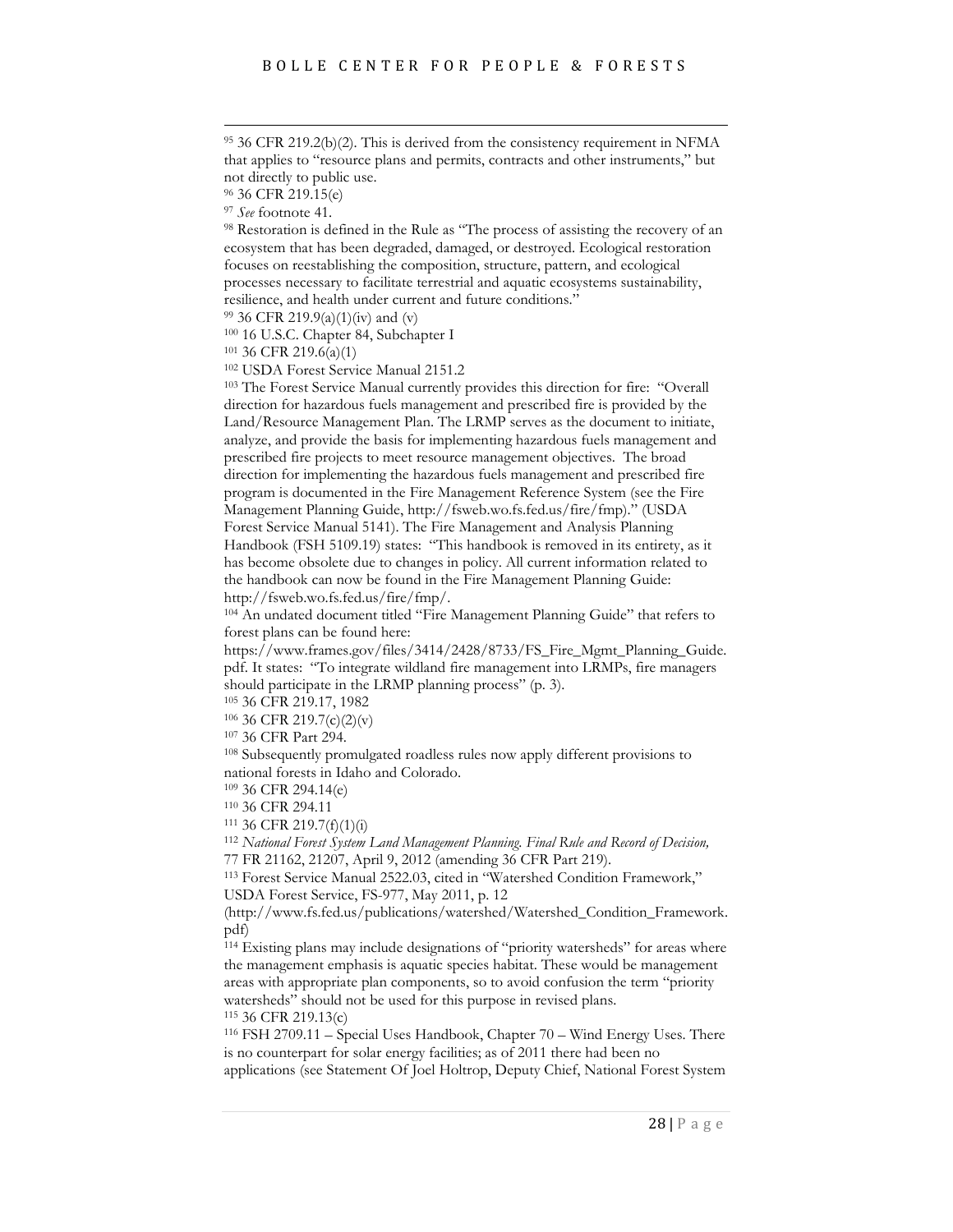[95] 36 CFR 219.2(b)(2). This is derived from the consistency requirement in NFMA that applies to "resource plans and permits, contracts and other instruments," but not directly to public use.

[96] 36 CFR 219.15(e)

[97] *See* footnote 41.

[98] Restoration is defined in the Rule as "The process of assisting the recovery of an ecosystem that has been degraded, damaged, or destroyed. Ecological restoration focuses on reestablishing the composition, structure, pattern, and ecological processes necessary to facilitate terrestrial and aquatic ecosystems sustainability, resilience, and health under current and future conditions."

[99] 36 CFR 219.9(a)(1)(iv) and (v)

[100] 16 U.S.C. Chapter 84, Subchapter I

[101] 36 CFR 219.6(a)(1)

[102] USDA Forest Service Manual 2151.2

[103] The Forest Service Manual currently provides this direction for fire: "Overall direction for hazardous fuels management and prescribed fire is provided by the Land/Resource Management Plan. The LRMP serves as the document to initiate, analyze, and provide the basis for implementing hazardous fuels management and prescribed fire projects to meet resource management objectives. The broad direction for implementing the hazardous fuels management and prescribed fire program is documented in the Fire Management Reference System (see the Fire Management Planning Guide, http://fsweb.wo.fs.fed.us/fire/fmp)." (USDA Forest Service Manual 5141). The Fire Management and Analysis Planning Handbook (FSH 5109.19) states: "This handbook is removed in its entirety, as it has become obsolete due to changes in policy. All current information related to the handbook can now be found in the Fire Management Planning Guide: http://fsweb.wo.fs.fed.us/fire/fmp/.

[104] An undated document titled "Fire Management Planning Guide" that refers to forest plans can be found here: https://www.frames.gov/files/3414/2428/8733/FS_Fire_Mgmt_Planning_Guide.pdf. It states: "To integrate wildland fire management into LRMPs, fire managers should participate in the LRMP planning process" (p. 3).

[105] 36 CFR 219.17, 1982

[106] 36 CFR 219.7(c)(2)(v)

[107] 36 CFR Part 294.

[108] Subsequently promulgated roadless rules now apply different provisions to national forests in Idaho and Colorado.

[109] 36 CFR 294.14(e)

[110] 36 CFR 294.11

[111] 36 CFR 219.7(f)(1)(i)

[112] *National Forest System Land Management Planning. Final Rule and Record of Decision,* 77 FR 21162, 21207, April 9, 2012 (amending 36 CFR Part 219).

[113] Forest Service Manual 2522.03, cited in "Watershed Condition Framework," USDA Forest Service, FS-977, May 2011, p. 12 (http://www.fs.fed.us/publications/watershed/Watershed_Condition_Framework.pdf)

[114] Existing plans may include designations of "priority watersheds" for areas where the management emphasis is aquatic species habitat. These would be management areas with appropriate plan components, so to avoid confusion the term "priority watersheds" should not be used for this purpose in revised plans.

[115] 36 CFR 219.13(c)

[116] FSH 2709.11 – Special Uses Handbook, Chapter 70 – Wind Energy Uses. There is no counterpart for solar energy facilities; as of 2011 there had been no applications (see Statement Of Joel Holtrop, Deputy Chief, National Forest System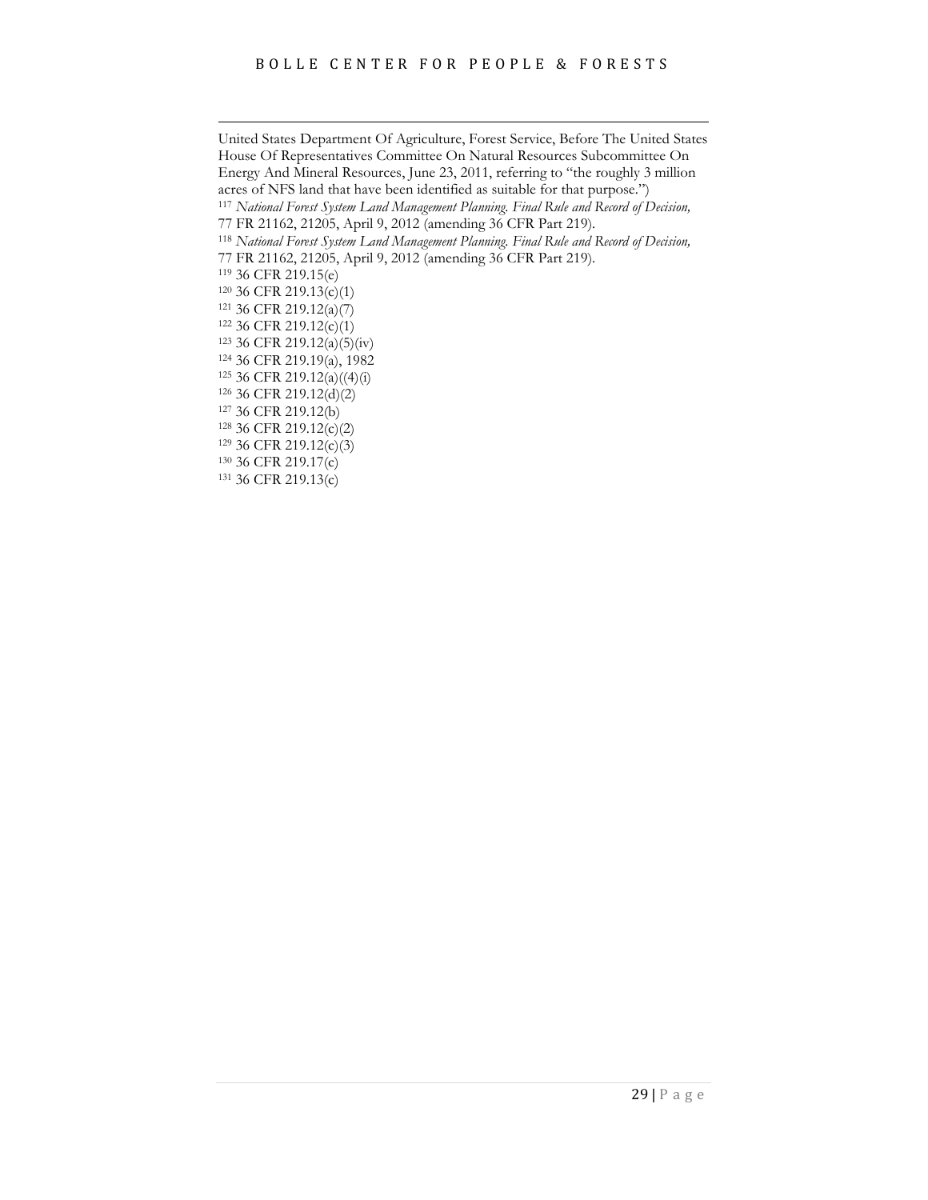United States Department Of Agriculture, Forest Service, Before The United States House Of Representatives Committee On Natural Resources Subcommittee On Energy And Mineral Resources, June 23, 2011, referring to "the roughly 3 million acres of NFS land that have been identified as suitable for that purpose.")

[117] *National Forest System Land Management Planning. Final Rule and Record of Decision,* 77 FR 21162, 21205, April 9, 2012 (amending 36 CFR Part 219).

[118] *National Forest System Land Management Planning. Final Rule and Record of Decision,* 77 FR 21162, 21205, April 9, 2012 (amending 36 CFR Part 219).

[119] 36 CFR 219.15(e)

[120] 36 CFR 219.13(c)(1)

[121] 36 CFR 219.12(a)(7)

[122] 36 CFR 219.12(c)(1)

[123] 36 CFR 219.12(a)(5)(iv)

[124] 36 CFR 219.19(a), 1982

[125] 36 CFR 219.12(a)((4)(i)

[126] 36 CFR 219.12(d)(2)

[127] 36 CFR 219.12(b)

[128] 36 CFR 219.12(c)(2)

[129] 36 CFR 219.12(c)(3)

[130] 36 CFR 219.17(c)

[131] 36 CFR 219.13(c)